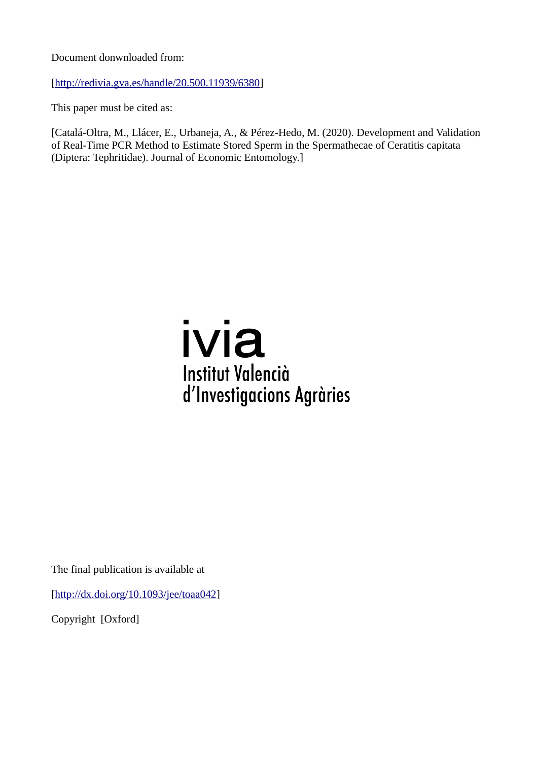Document donwnloaded from:

[http://redivia.gva.es/handle/20.500.11939/6380]

This paper must be cited as:

[Catalá-Oltra, M., Llácer, E., Urbaneja, A., & Pérez-Hedo, M. (2020). Development and Validation of Real-Time PCR Method to Estimate Stored Sperm in the Spermathecae of Ceratitis capitata (Diptera: Tephritidae). Journal of Economic Entomology.]

ivia
Institut Valencià
d'Investigacions Agràries

The final publication is available at

[http://dx.doi.org/10.1093/jee/toaa042]

Copyright [Oxford]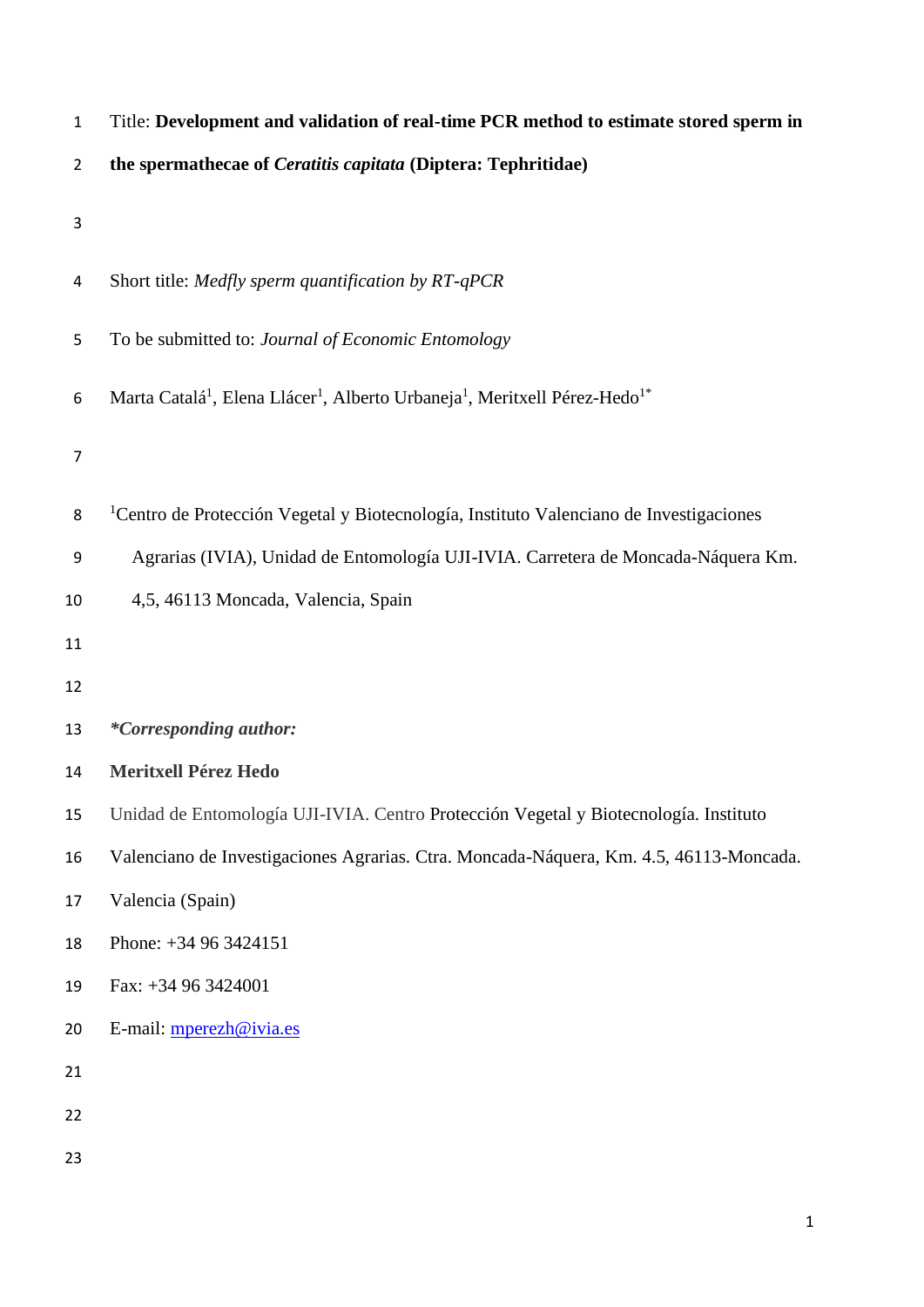Title: **Development and validation of real-time PCR method to estimate stored sperm in the spermathecae of *Ceratitis capitata* (Diptera: Tephritidae)**

Short title: *Medfly sperm quantification by RT-qPCR*

To be submitted to: *Journal of Economic Entomology*

Marta Catalá[1], Elena Llácer[1], Alberto Urbaneja[1], Meritxell Pérez-Hedo[1*]

[1]Centro de Protección Vegetal y Biotecnología, Instituto Valenciano de Investigaciones Agrarias (IVIA), Unidad de Entomología UJI-IVIA. Carretera de Moncada-Náquera Km. 4,5, 46113 Moncada, Valencia, Spain

***Corresponding author:***

**Meritxell Pérez Hedo**

Unidad de Entomología UJI-IVIA. Centro Protección Vegetal y Biotecnología. Instituto Valenciano de Investigaciones Agrarias. Ctra. Moncada-Náquera, Km. 4.5, 46113-Moncada. Valencia (Spain)

Phone: +34 96 3424151

Fax: +34 96 3424001

E-mail: mperezh@ivia.es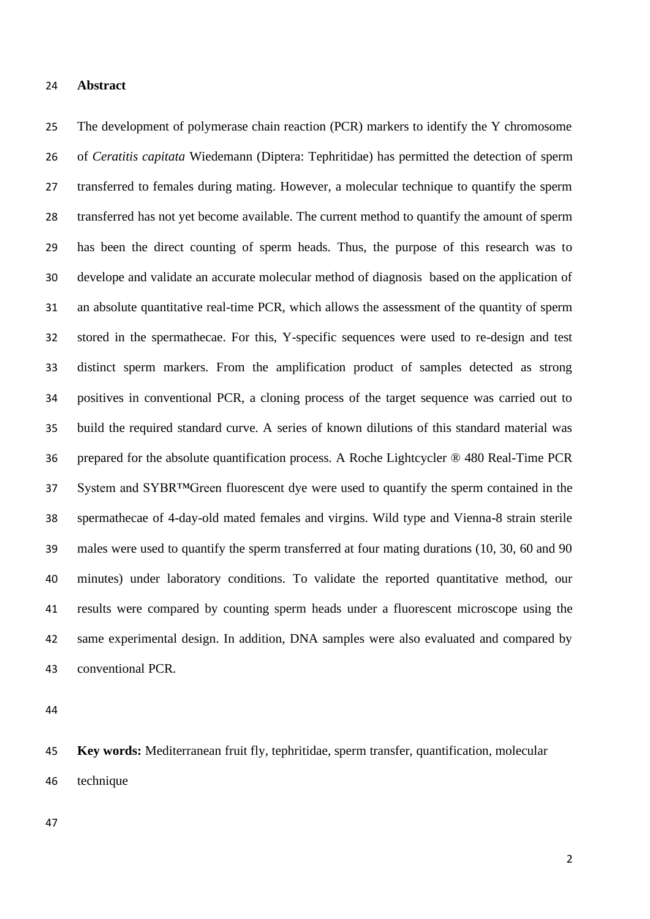**Abstract**

The development of polymerase chain reaction (PCR) markers to identify the Y chromosome of *Ceratitis capitata* Wiedemann (Diptera: Tephritidae) has permitted the detection of sperm transferred to females during mating. However, a molecular technique to quantify the sperm transferred has not yet become available. The current method to quantify the amount of sperm has been the direct counting of sperm heads. Thus, the purpose of this research was to develope and validate an accurate molecular method of diagnosis based on the application of an absolute quantitative real-time PCR, which allows the assessment of the quantity of sperm stored in the spermathecae. For this, Y-specific sequences were used to re-design and test distinct sperm markers. From the amplification product of samples detected as strong positives in conventional PCR, a cloning process of the target sequence was carried out to build the required standard curve. A series of known dilutions of this standard material was prepared for the absolute quantification process. A Roche Lightcycler ® 480 Real-Time PCR System and SYBR™Green fluorescent dye were used to quantify the sperm contained in the spermathecae of 4-day-old mated females and virgins. Wild type and Vienna-8 strain sterile males were used to quantify the sperm transferred at four mating durations (10, 30, 60 and 90 minutes) under laboratory conditions. To validate the reported quantitative method, our results were compared by counting sperm heads under a fluorescent microscope using the same experimental design. In addition, DNA samples were also evaluated and compared by conventional PCR.

**Key words:** Mediterranean fruit fly, tephritidae, sperm transfer, quantification, molecular technique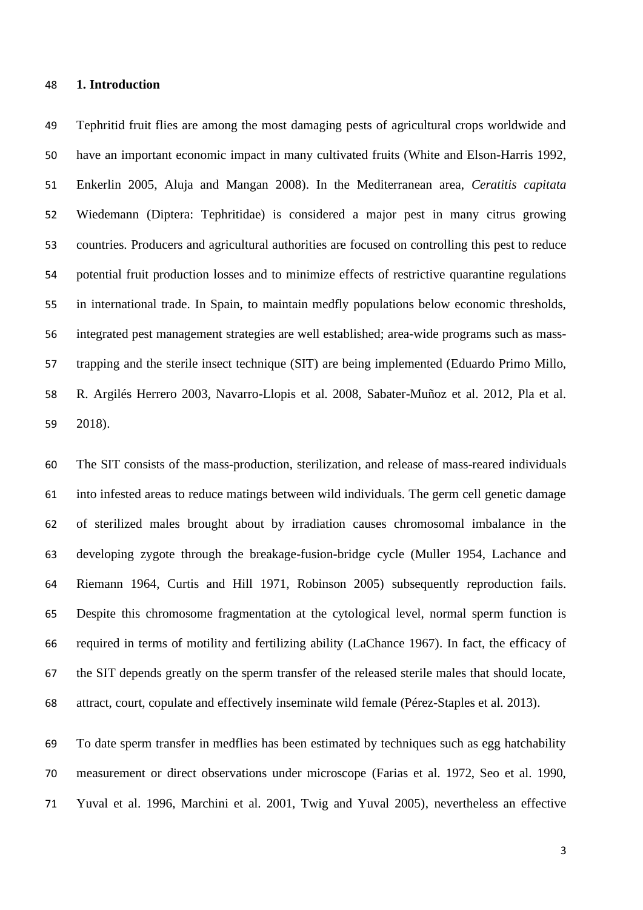## 1. Introduction

Tephritid fruit flies are among the most damaging pests of agricultural crops worldwide and have an important economic impact in many cultivated fruits (White and Elson-Harris 1992, Enkerlin 2005, Aluja and Mangan 2008). In the Mediterranean area, *Ceratitis capitata* Wiedemann (Diptera: Tephritidae) is considered a major pest in many citrus growing countries. Producers and agricultural authorities are focused on controlling this pest to reduce potential fruit production losses and to minimize effects of restrictive quarantine regulations in international trade. In Spain, to maintain medfly populations below economic thresholds, integrated pest management strategies are well established; area-wide programs such as mass-trapping and the sterile insect technique (SIT) are being implemented (Eduardo Primo Millo, R. Argilés Herrero 2003, Navarro-Llopis et al. 2008, Sabater-Muñoz et al. 2012, Pla et al. 2018).

The SIT consists of the mass-production, sterilization, and release of mass-reared individuals into infested areas to reduce matings between wild individuals. The germ cell genetic damage of sterilized males brought about by irradiation causes chromosomal imbalance in the developing zygote through the breakage-fusion-bridge cycle (Muller 1954, Lachance and Riemann 1964, Curtis and Hill 1971, Robinson 2005) subsequently reproduction fails. Despite this chromosome fragmentation at the cytological level, normal sperm function is required in terms of motility and fertilizing ability (LaChance 1967). In fact, the efficacy of the SIT depends greatly on the sperm transfer of the released sterile males that should locate, attract, court, copulate and effectively inseminate wild female (Pérez-Staples et al. 2013).

To date sperm transfer in medflies has been estimated by techniques such as egg hatchability measurement or direct observations under microscope (Farias et al. 1972, Seo et al. 1990, Yuval et al. 1996, Marchini et al. 2001, Twig and Yuval 2005), nevertheless an effective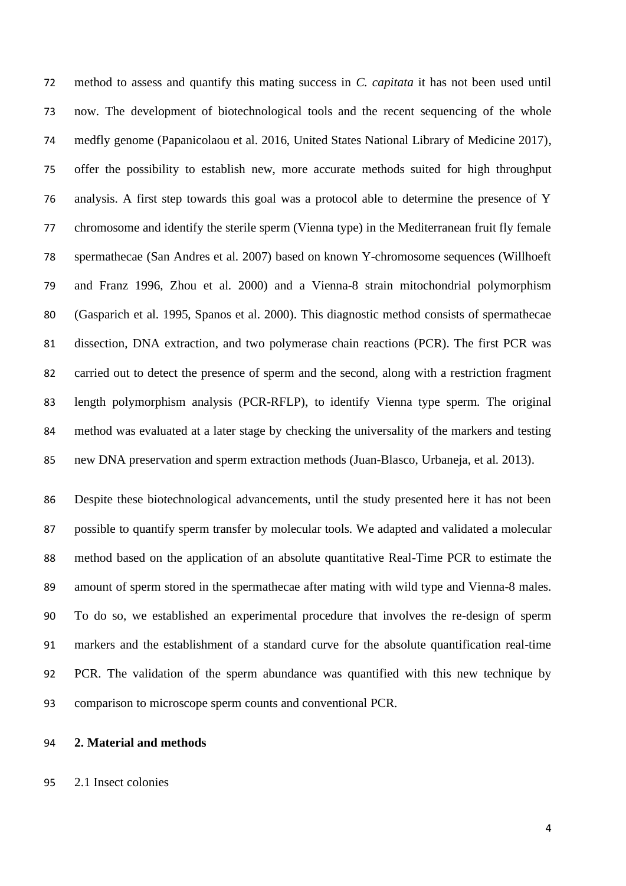method to assess and quantify this mating success in *C. capitata* it has not been used until now. The development of biotechnological tools and the recent sequencing of the whole medfly genome (Papanicolaou et al. 2016, United States National Library of Medicine 2017), offer the possibility to establish new, more accurate methods suited for high throughput analysis. A first step towards this goal was a protocol able to determine the presence of Y chromosome and identify the sterile sperm (Vienna type) in the Mediterranean fruit fly female spermathecae (San Andres et al. 2007) based on known Y-chromosome sequences (Willhoeft and Franz 1996, Zhou et al. 2000) and a Vienna-8 strain mitochondrial polymorphism (Gasparich et al. 1995, Spanos et al. 2000). This diagnostic method consists of spermathecae dissection, DNA extraction, and two polymerase chain reactions (PCR). The first PCR was carried out to detect the presence of sperm and the second, along with a restriction fragment length polymorphism analysis (PCR-RFLP), to identify Vienna type sperm. The original method was evaluated at a later stage by checking the universality of the markers and testing new DNA preservation and sperm extraction methods (Juan-Blasco, Urbaneja, et al. 2013).

Despite these biotechnological advancements, until the study presented here it has not been possible to quantify sperm transfer by molecular tools. We adapted and validated a molecular method based on the application of an absolute quantitative Real-Time PCR to estimate the amount of sperm stored in the spermathecae after mating with wild type and Vienna-8 males. To do so, we established an experimental procedure that involves the re-design of sperm markers and the establishment of a standard curve for the absolute quantification real-time PCR. The validation of the sperm abundance was quantified with this new technique by comparison to microscope sperm counts and conventional PCR.

## 2. Material and methods

### 2.1 Insect colonies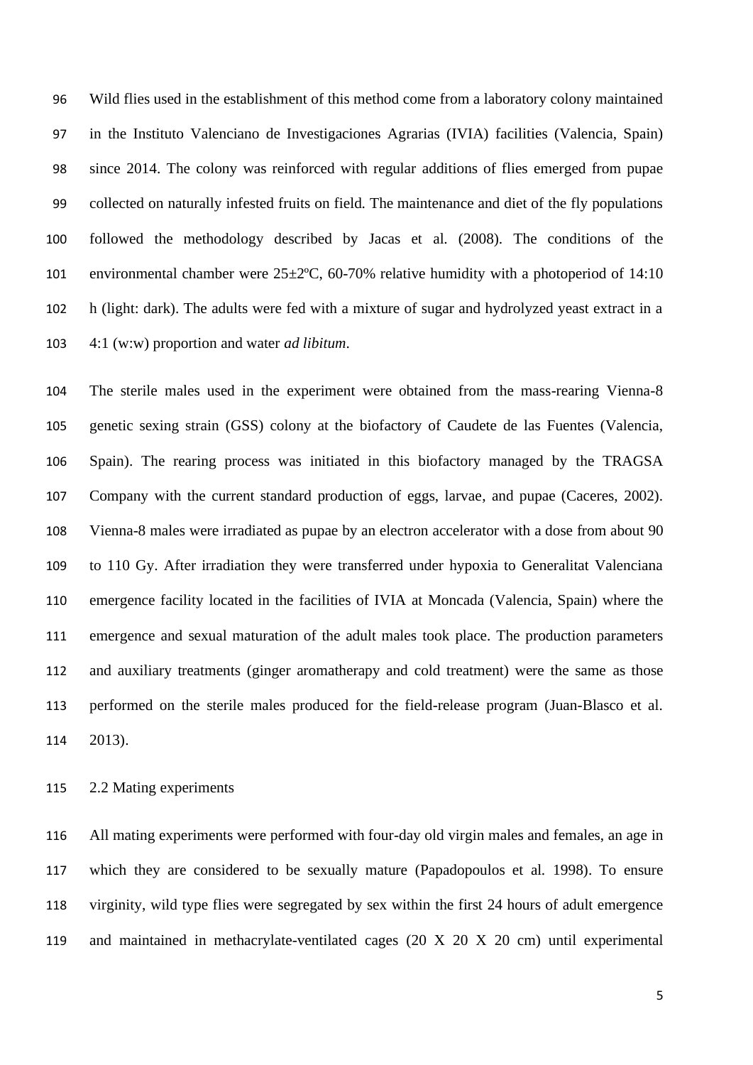Wild flies used in the establishment of this method come from a laboratory colony maintained in the Instituto Valenciano de Investigaciones Agrarias (IVIA) facilities (Valencia, Spain) since 2014. The colony was reinforced with regular additions of flies emerged from pupae collected on naturally infested fruits on field. The maintenance and diet of the fly populations followed the methodology described by Jacas et al. (2008). The conditions of the environmental chamber were 25±2ºC, 60-70% relative humidity with a photoperiod of 14:10 h (light: dark). The adults were fed with a mixture of sugar and hydrolyzed yeast extract in a 4:1 (w:w) proportion and water *ad libitum*.

The sterile males used in the experiment were obtained from the mass-rearing Vienna-8 genetic sexing strain (GSS) colony at the biofactory of Caudete de las Fuentes (Valencia, Spain). The rearing process was initiated in this biofactory managed by the TRAGSA Company with the current standard production of eggs, larvae, and pupae (Caceres, 2002). Vienna-8 males were irradiated as pupae by an electron accelerator with a dose from about 90 to 110 Gy. After irradiation they were transferred under hypoxia to Generalitat Valenciana emergence facility located in the facilities of IVIA at Moncada (Valencia, Spain) where the emergence and sexual maturation of the adult males took place. The production parameters and auxiliary treatments (ginger aromatherapy and cold treatment) were the same as those performed on the sterile males produced for the field-release program (Juan-Blasco et al. 2013).

## 2.2 Mating experiments

All mating experiments were performed with four-day old virgin males and females, an age in which they are considered to be sexually mature (Papadopoulos et al. 1998). To ensure virginity, wild type flies were segregated by sex within the first 24 hours of adult emergence and maintained in methacrylate-ventilated cages (20 X 20 X 20 cm) until experimental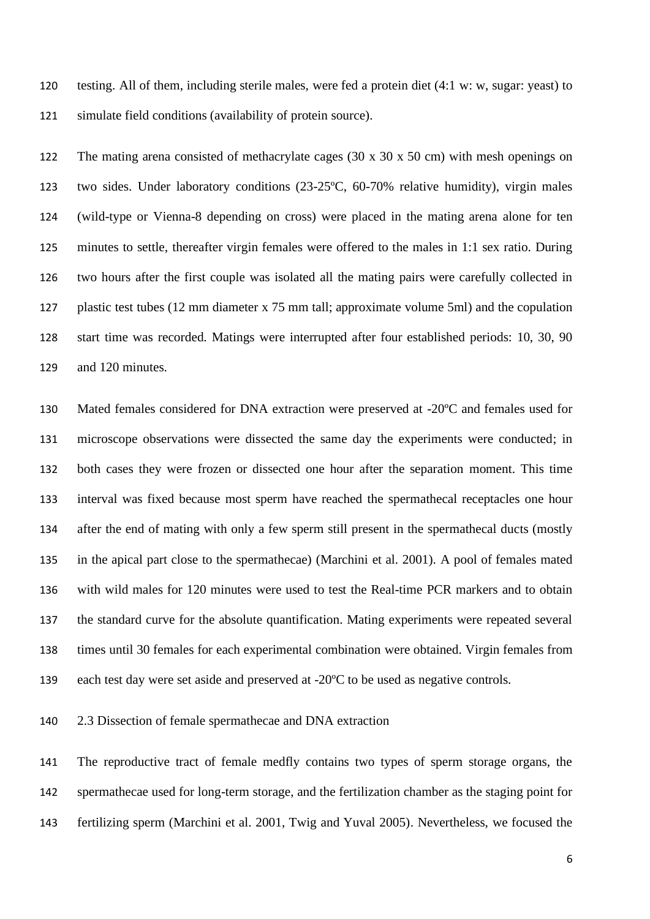testing. All of them, including sterile males, were fed a protein diet (4:1 w: w, sugar: yeast) to simulate field conditions (availability of protein source).

The mating arena consisted of methacrylate cages (30 x 30 x 50 cm) with mesh openings on two sides. Under laboratory conditions (23-25ºC, 60-70% relative humidity), virgin males (wild-type or Vienna-8 depending on cross) were placed in the mating arena alone for ten minutes to settle, thereafter virgin females were offered to the males in 1:1 sex ratio. During two hours after the first couple was isolated all the mating pairs were carefully collected in plastic test tubes (12 mm diameter x 75 mm tall; approximate volume 5ml) and the copulation start time was recorded. Matings were interrupted after four established periods: 10, 30, 90 and 120 minutes.

Mated females considered for DNA extraction were preserved at -20ºC and females used for microscope observations were dissected the same day the experiments were conducted; in both cases they were frozen or dissected one hour after the separation moment. This time interval was fixed because most sperm have reached the spermathecal receptacles one hour after the end of mating with only a few sperm still present in the spermathecal ducts (mostly in the apical part close to the spermathecae) (Marchini et al. 2001). A pool of females mated with wild males for 120 minutes were used to test the Real-time PCR markers and to obtain the standard curve for the absolute quantification. Mating experiments were repeated several times until 30 females for each experimental combination were obtained. Virgin females from each test day were set aside and preserved at -20ºC to be used as negative controls.

### 2.3 Dissection of female spermathecae and DNA extraction

The reproductive tract of female medfly contains two types of sperm storage organs, the spermathecae used for long-term storage, and the fertilization chamber as the staging point for fertilizing sperm (Marchini et al. 2001, Twig and Yuval 2005). Nevertheless, we focused the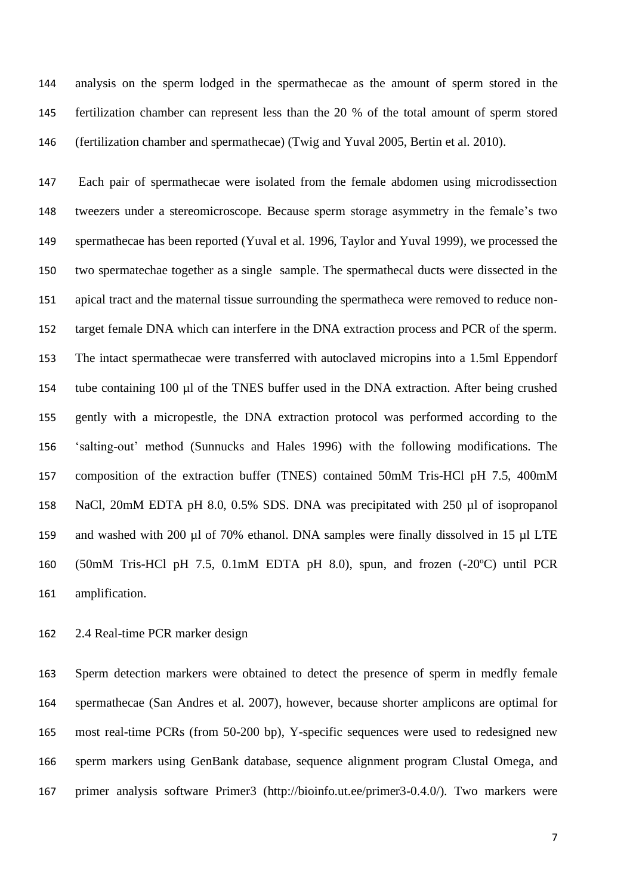analysis on the sperm lodged in the spermathecae as the amount of sperm stored in the fertilization chamber can represent less than the 20 % of the total amount of sperm stored (fertilization chamber and spermathecae) (Twig and Yuval 2005, Bertin et al. 2010).

Each pair of spermathecae were isolated from the female abdomen using microdissection tweezers under a stereomicroscope. Because sperm storage asymmetry in the female's two spermathecae has been reported (Yuval et al. 1996, Taylor and Yuval 1999), we processed the two spermatechae together as a single sample. The spermathecal ducts were dissected in the apical tract and the maternal tissue surrounding the spermatheca were removed to reduce non-target female DNA which can interfere in the DNA extraction process and PCR of the sperm. The intact spermathecae were transferred with autoclaved micropins into a 1.5ml Eppendorf tube containing 100 µl of the TNES buffer used in the DNA extraction. After being crushed gently with a micropestle, the DNA extraction protocol was performed according to the 'salting-out' method (Sunnucks and Hales 1996) with the following modifications. The composition of the extraction buffer (TNES) contained 50mM Tris-HCl pH 7.5, 400mM NaCl, 20mM EDTA pH 8.0, 0.5% SDS. DNA was precipitated with 250 µl of isopropanol and washed with 200 µl of 70% ethanol. DNA samples were finally dissolved in 15 µl LTE (50mM Tris-HCl pH 7.5, 0.1mM EDTA pH 8.0), spun, and frozen (-20ºC) until PCR amplification.

## 2.4 Real-time PCR marker design

Sperm detection markers were obtained to detect the presence of sperm in medfly female spermathecae (San Andres et al. 2007), however, because shorter amplicons are optimal for most real-time PCRs (from 50-200 bp), Y-specific sequences were used to redesigned new sperm markers using GenBank database, sequence alignment program Clustal Omega, and primer analysis software Primer3 (http://bioinfo.ut.ee/primer3-0.4.0/). Two markers were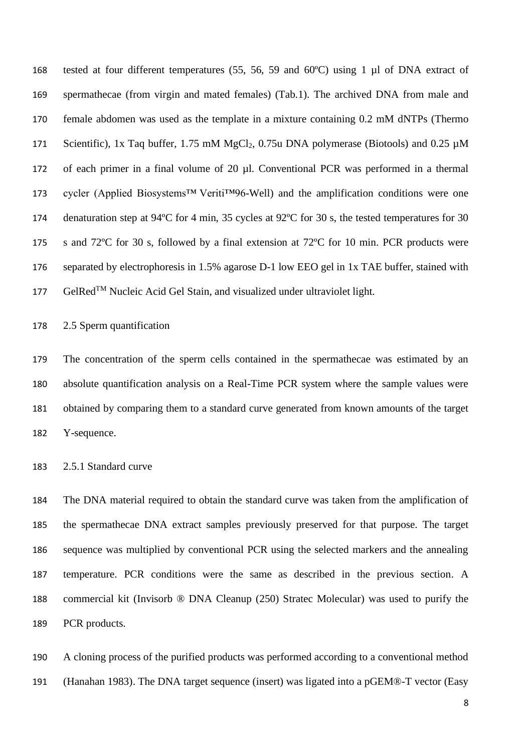tested at four different temperatures (55, 56, 59 and 60ºC) using 1 µl of DNA extract of spermathecae (from virgin and mated females) (Tab.1). The archived DNA from male and female abdomen was used as the template in a mixture containing 0.2 mM dNTPs (Thermo Scientific), 1x Taq buffer, 1.75 mM $MgCl_2$, 0.75u DNA polymerase (Biotools) and 0.25 µM of each primer in a final volume of 20 µl. Conventional PCR was performed in a thermal cycler (Applied Biosystems™ Veriti™96-Well) and the amplification conditions were one denaturation step at 94ºC for 4 min, 35 cycles at 92ºC for 30 s, the tested temperatures for 30 s and 72ºC for 30 s, followed by a final extension at 72ºC for 10 min. PCR products were separated by electrophoresis in 1.5% agarose D-1 low EEO gel in 1x TAE buffer, stained with GelRed™ Nucleic Acid Gel Stain, and visualized under ultraviolet light.

## 2.5 Sperm quantification

The concentration of the sperm cells contained in the spermathecae was estimated by an absolute quantification analysis on a Real-Time PCR system where the sample values were obtained by comparing them to a standard curve generated from known amounts of the target Y-sequence.

### 2.5.1 Standard curve

The DNA material required to obtain the standard curve was taken from the amplification of the spermathecae DNA extract samples previously preserved for that purpose. The target sequence was multiplied by conventional PCR using the selected markers and the annealing temperature. PCR conditions were the same as described in the previous section. A commercial kit (Invisorb ® DNA Cleanup (250) Stratec Molecular) was used to purify the PCR products.

A cloning process of the purified products was performed according to a conventional method (Hanahan 1983). The DNA target sequence (insert) was ligated into a pGEM®-T vector (Easy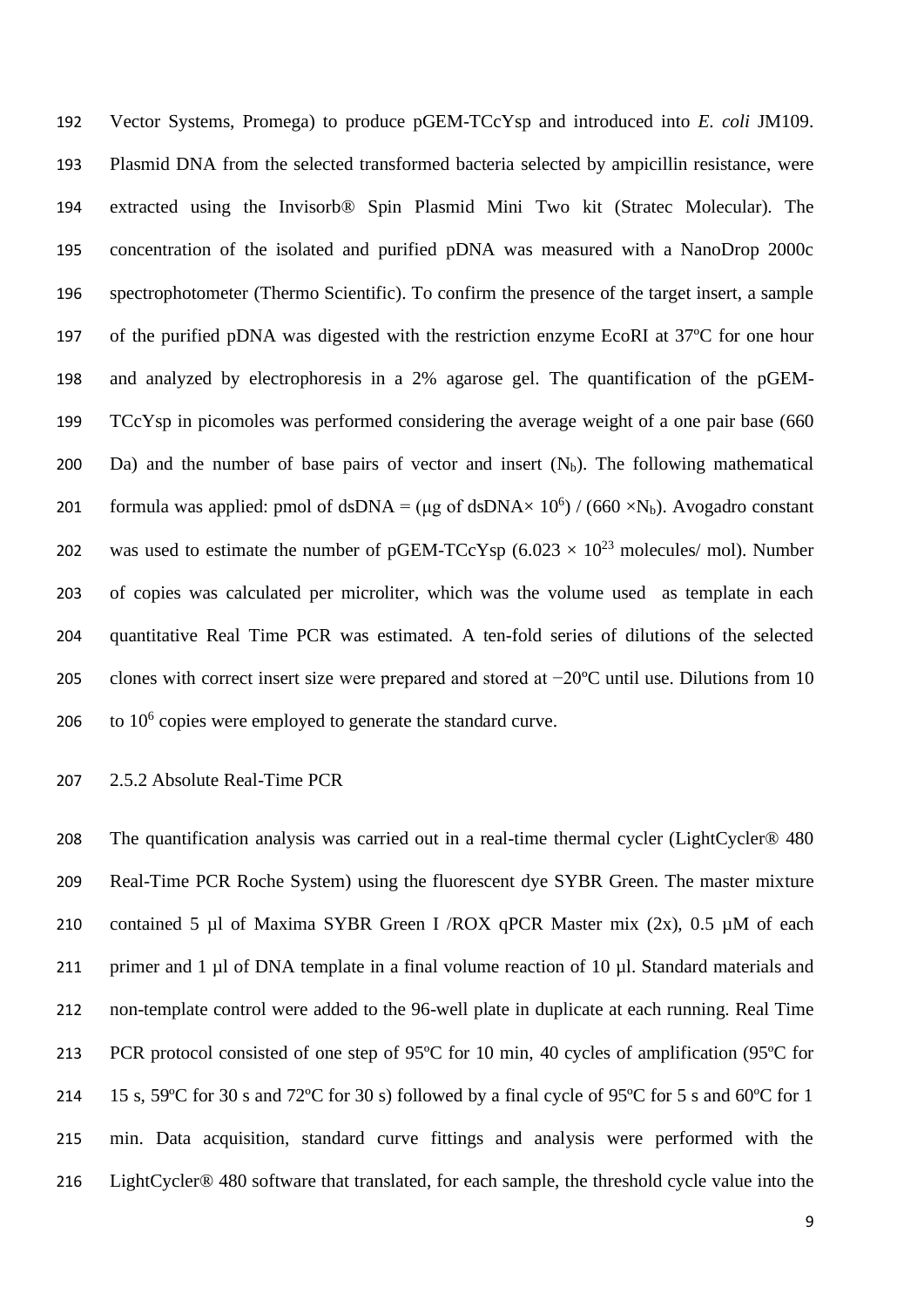Vector Systems, Promega) to produce pGEM-TCcYsp and introduced into *E. coli* JM109. Plasmid DNA from the selected transformed bacteria selected by ampicillin resistance, were extracted using the Invisorb® Spin Plasmid Mini Two kit (Stratec Molecular). The concentration of the isolated and purified pDNA was measured with a NanoDrop 2000c spectrophotometer (Thermo Scientific). To confirm the presence of the target insert, a sample of the purified pDNA was digested with the restriction enzyme EcoRI at 37ºC for one hour and analyzed by electrophoresis in a 2% agarose gel. The quantification of the pGEM-TCcYsp in picomoles was performed considering the average weight of a one pair base (660 Da) and the number of base pairs of vector and insert ($N_b$). The following mathematical formula was applied: pmol of dsDNA = (μg of dsDNA$\times 10^6$) / (660 $\times N_b$). Avogadro constant was used to estimate the number of pGEM-TCcYsp ($6.023 \times 10^{23}$ molecules/ mol). Number of copies was calculated per microliter, which was the volume used as template in each quantitative Real Time PCR was estimated. A ten-fold series of dilutions of the selected clones with correct insert size were prepared and stored at −20ºC until use. Dilutions from 10 to $10^6$ copies were employed to generate the standard curve.

### 2.5.2 Absolute Real-Time PCR

The quantification analysis was carried out in a real-time thermal cycler (LightCycler® 480 Real-Time PCR Roche System) using the fluorescent dye SYBR Green. The master mixture contained 5 µl of Maxima SYBR Green I /ROX qPCR Master mix (2x), 0.5 µM of each primer and 1 µl of DNA template in a final volume reaction of 10 µl. Standard materials and non-template control were added to the 96-well plate in duplicate at each running. Real Time PCR protocol consisted of one step of 95ºC for 10 min, 40 cycles of amplification (95ºC for 15 s, 59ºC for 30 s and 72ºC for 30 s) followed by a final cycle of 95ºC for 5 s and 60ºC for 1 min. Data acquisition, standard curve fittings and analysis were performed with the LightCycler® 480 software that translated, for each sample, the threshold cycle value into the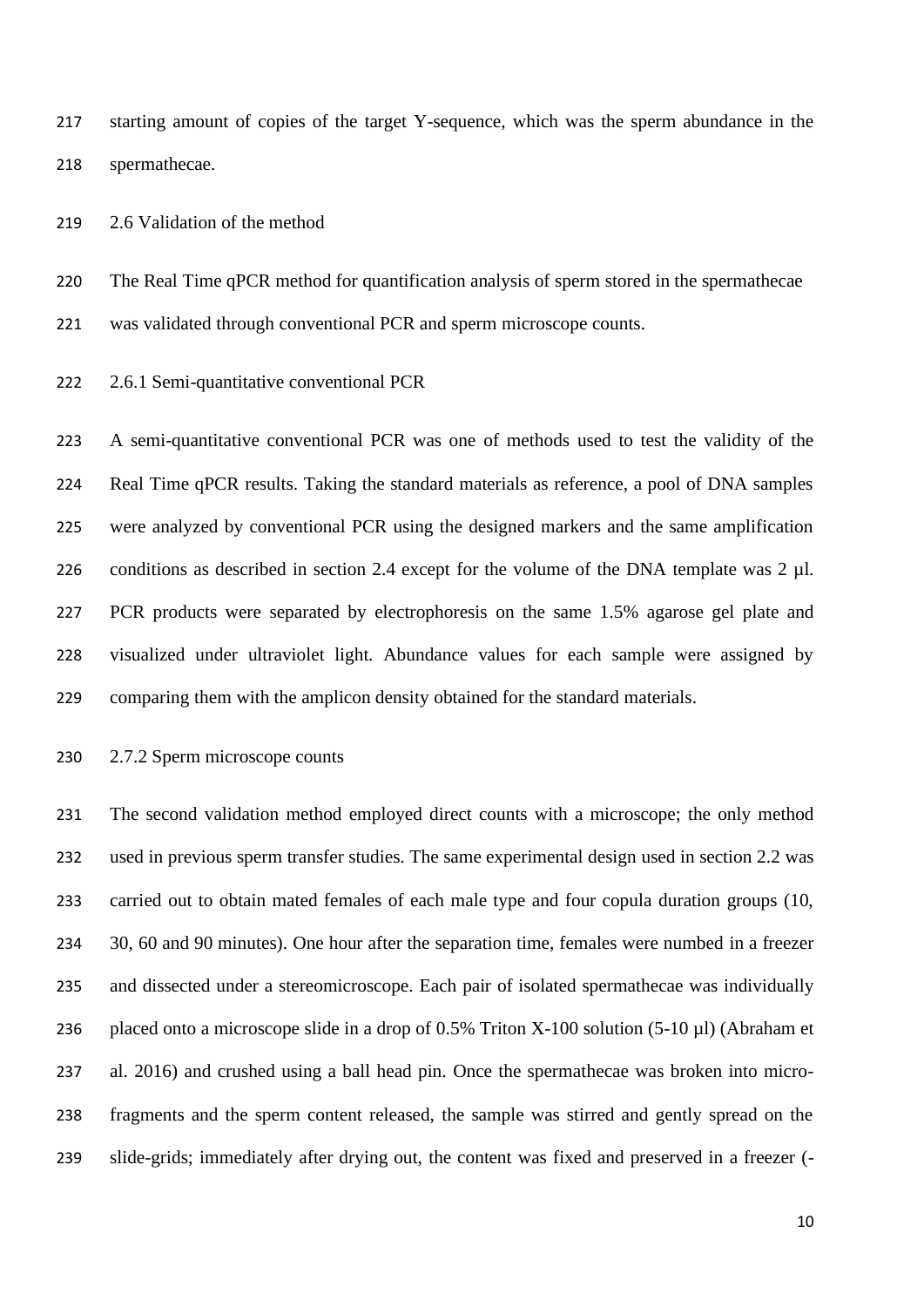starting amount of copies of the target Y-sequence, which was the sperm abundance in the spermathecae.

## 2.6 Validation of the method

The Real Time qPCR method for quantification analysis of sperm stored in the spermathecae was validated through conventional PCR and sperm microscope counts.

### 2.6.1 Semi-quantitative conventional PCR

A semi-quantitative conventional PCR was one of methods used to test the validity of the Real Time qPCR results. Taking the standard materials as reference, a pool of DNA samples were analyzed by conventional PCR using the designed markers and the same amplification conditions as described in section 2.4 except for the volume of the DNA template was 2 µl. PCR products were separated by electrophoresis on the same 1.5% agarose gel plate and visualized under ultraviolet light. Abundance values for each sample were assigned by comparing them with the amplicon density obtained for the standard materials.

### 2.7.2 Sperm microscope counts

The second validation method employed direct counts with a microscope; the only method used in previous sperm transfer studies. The same experimental design used in section 2.2 was carried out to obtain mated females of each male type and four copula duration groups (10, 30, 60 and 90 minutes). One hour after the separation time, females were numbed in a freezer and dissected under a stereomicroscope. Each pair of isolated spermathecae was individually placed onto a microscope slide in a drop of 0.5% Triton X-100 solution (5-10 µl) (Abraham et al. 2016) and crushed using a ball head pin. Once the spermathecae was broken into micro-fragments and the sperm content released, the sample was stirred and gently spread on the slide-grids; immediately after drying out, the content was fixed and preserved in a freezer (-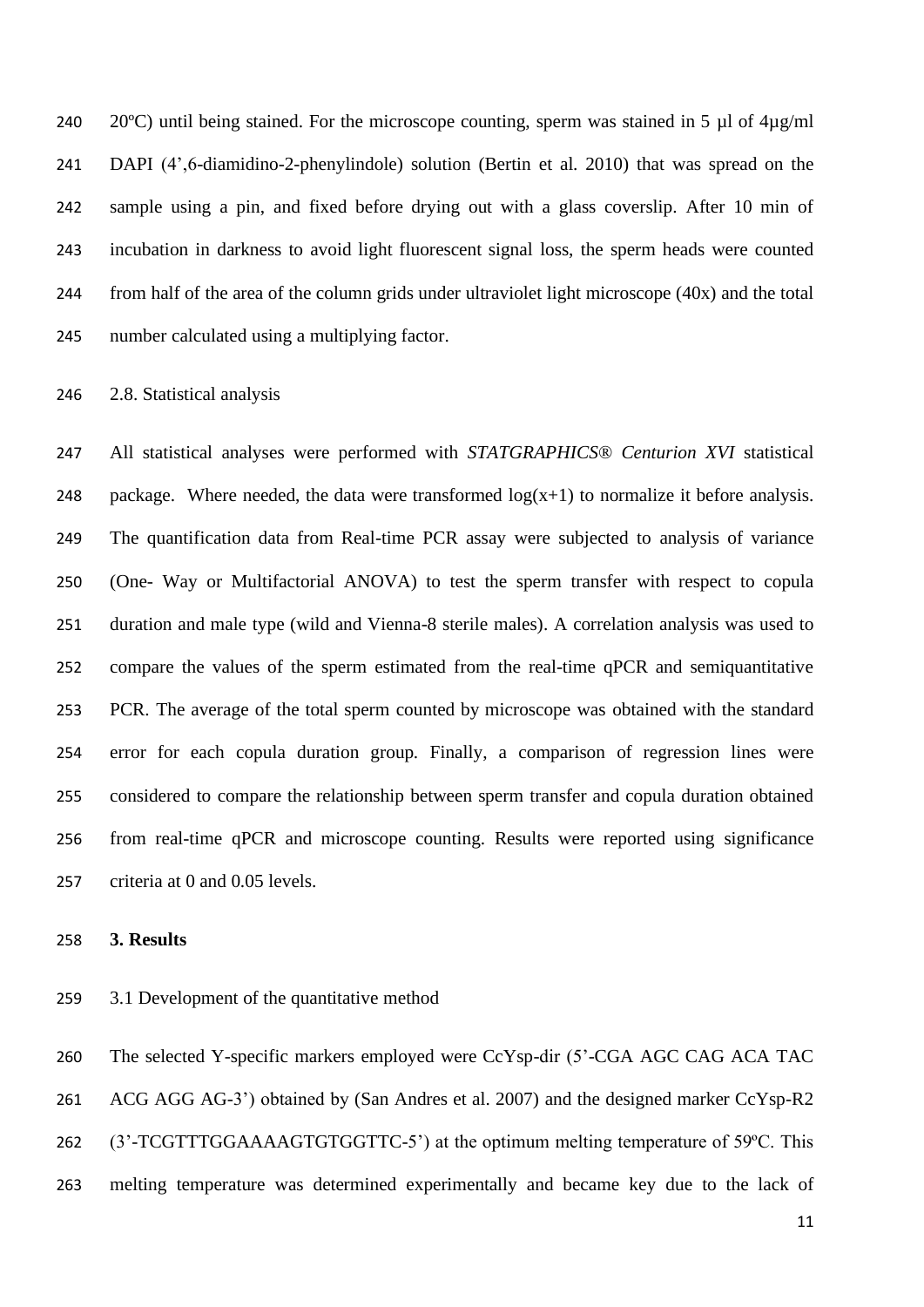20ºC) until being stained. For the microscope counting, sperm was stained in 5 µl of 4µg/ml DAPI (4',6-diamidino-2-phenylindole) solution (Bertin et al. 2010) that was spread on the sample using a pin, and fixed before drying out with a glass coverslip. After 10 min of incubation in darkness to avoid light fluorescent signal loss, the sperm heads were counted from half of the area of the column grids under ultraviolet light microscope (40x) and the total number calculated using a multiplying factor.

2.8. Statistical analysis

All statistical analyses were performed with *STATGRAPHICS® Centurion XVI* statistical package. Where needed, the data were transformed log(x+1) to normalize it before analysis. The quantification data from Real-time PCR assay were subjected to analysis of variance (One- Way or Multifactorial ANOVA) to test the sperm transfer with respect to copula duration and male type (wild and Vienna-8 sterile males). A correlation analysis was used to compare the values of the sperm estimated from the real-time qPCR and semiquantitative PCR. The average of the total sperm counted by microscope was obtained with the standard error for each copula duration group. Finally, a comparison of regression lines were considered to compare the relationship between sperm transfer and copula duration obtained from real-time qPCR and microscope counting. Results were reported using significance criteria at 0 and 0.05 levels.

## 3. Results

3.1 Development of the quantitative method

The selected Y-specific markers employed were CcYsp-dir (5'-CGA AGC CAG ACA TAC ACG AGG AG-3') obtained by (San Andres et al. 2007) and the designed marker CcYsp-R2 (3'-TCGTTTGGAAAAGTGTGGTTC-5') at the optimum melting temperature of 59ºC. This melting temperature was determined experimentally and became key due to the lack of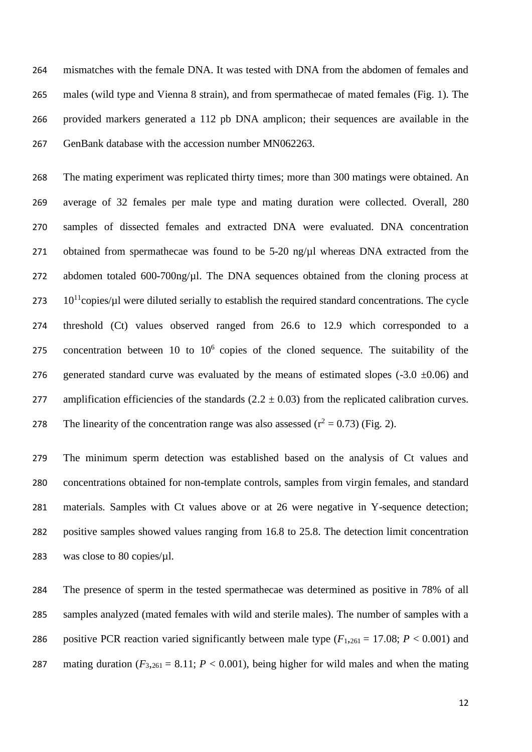mismatches with the female DNA. It was tested with DNA from the abdomen of females and males (wild type and Vienna 8 strain), and from spermathecae of mated females (Fig. 1). The provided markers generated a 112 pb DNA amplicon; their sequences are available in the GenBank database with the accession number MN062263.

The mating experiment was replicated thirty times; more than 300 matings were obtained. An average of 32 females per male type and mating duration were collected. Overall, 280 samples of dissected females and extracted DNA were evaluated. DNA concentration obtained from spermathecae was found to be 5-20 ng/µl whereas DNA extracted from the abdomen totaled 600-700ng/µl. The DNA sequences obtained from the cloning process at $10^{11}$copies/µl were diluted serially to establish the required standard concentrations. The cycle threshold (Ct) values observed ranged from 26.6 to 12.9 which corresponded to a concentration between 10 to $10^{6}$ copies of the cloned sequence. The suitability of the generated standard curve was evaluated by the means of estimated slopes (-3.0 ±0.06) and amplification efficiencies of the standards (2.2 ± 0.03) from the replicated calibration curves. The linearity of the concentration range was also assessed ($r^2 = 0.73$) (Fig. 2).

The minimum sperm detection was established based on the analysis of Ct values and concentrations obtained for non-template controls, samples from virgin females, and standard materials. Samples with Ct values above or at 26 were negative in Y-sequence detection; positive samples showed values ranging from 16.8 to 25.8. The detection limit concentration was close to 80 copies/µl.

The presence of sperm in the tested spermathecae was determined as positive in 78% of all samples analyzed (mated females with wild and sterile males). The number of samples with a positive PCR reaction varied significantly between male type ($F_{1,261} = 17.08$; $P < 0.001$) and mating duration ($F_{3,261} = 8.11$; $P < 0.001$), being higher for wild males and when the mating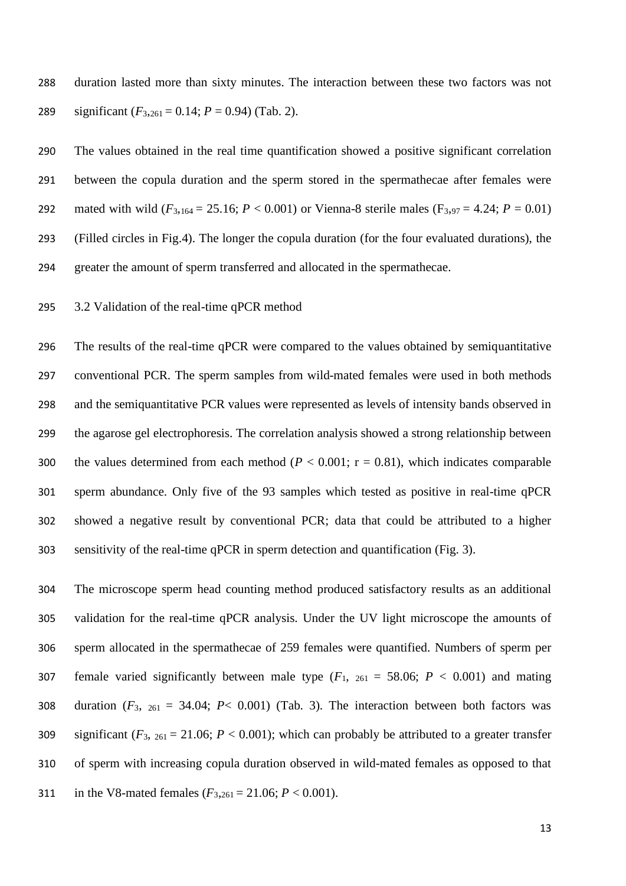duration lasted more than sixty minutes. The interaction between these two factors was not significant ($F_{3,261} = 0.14$; $P = 0.94$) (Tab. 2).

The values obtained in the real time quantification showed a positive significant correlation between the copula duration and the sperm stored in the spermathecae after females were mated with wild ($F_{3,164} = 25.16$; $P < 0.001$) or Vienna-8 sterile males ($F_{3,97} = 4.24$; $P = 0.01$) (Filled circles in Fig.4). The longer the copula duration (for the four evaluated durations), the greater the amount of sperm transferred and allocated in the spermathecae.

3.2 Validation of the real-time qPCR method

The results of the real-time qPCR were compared to the values obtained by semiquantitative conventional PCR. The sperm samples from wild-mated females were used in both methods and the semiquantitative PCR values were represented as levels of intensity bands observed in the agarose gel electrophoresis. The correlation analysis showed a strong relationship between the values determined from each method ($P < 0.001$; $r = 0.81$), which indicates comparable sperm abundance. Only five of the 93 samples which tested as positive in real-time qPCR showed a negative result by conventional PCR; data that could be attributed to a higher sensitivity of the real-time qPCR in sperm detection and quantification (Fig. 3).

The microscope sperm head counting method produced satisfactory results as an additional validation for the real-time qPCR analysis. Under the UV light microscope the amounts of sperm allocated in the spermathecae of 259 females were quantified. Numbers of sperm per female varied significantly between male type ($F_{1,\ 261} = 58.06$; $P < 0.001$) and mating duration ($F_{3,\ 261} = 34.04$; $P < 0.001$) (Tab. 3). The interaction between both factors was significant ($F_{3,\ 261} = 21.06$; $P < 0.001$); which can probably be attributed to a greater transfer of sperm with increasing copula duration observed in wild-mated females as opposed to that in the V8-mated females ($F_{3,261} = 21.06$; $P < 0.001$).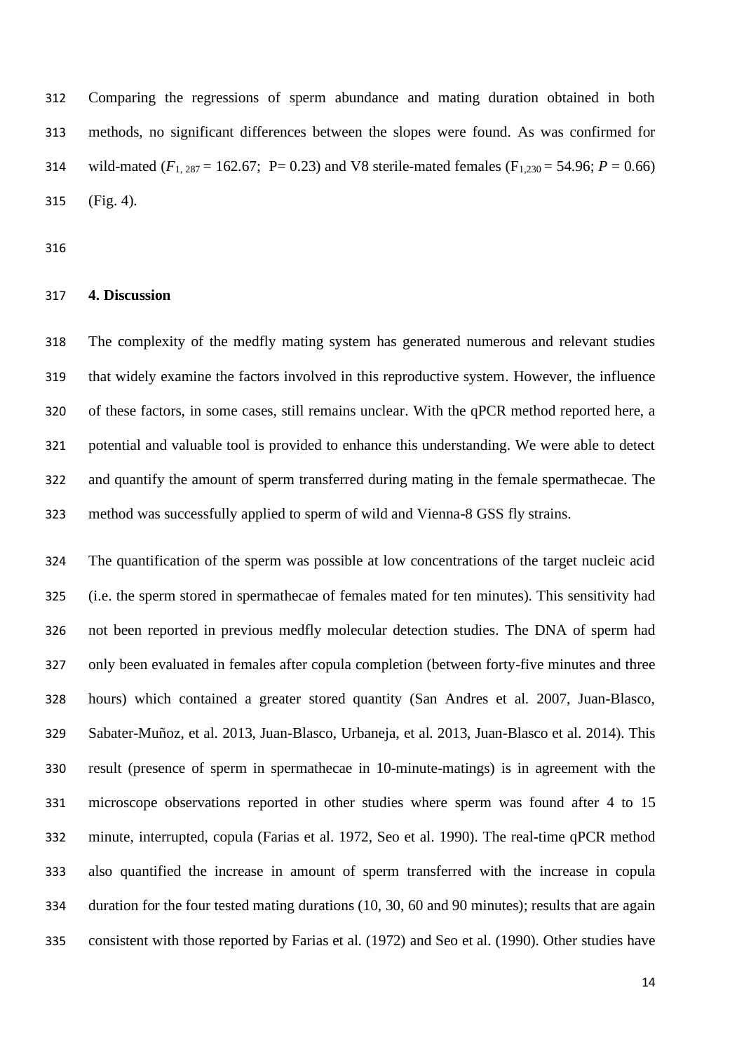Comparing the regressions of sperm abundance and mating duration obtained in both methods, no significant differences between the slopes were found. As was confirmed for wild-mated ($F_{1, 287}$ = 162.67; P= 0.23) and V8 sterile-mated females ($F_{1,230}$ = 54.96; $P$ = 0.66) (Fig. 4).

## 4. Discussion

The complexity of the medfly mating system has generated numerous and relevant studies that widely examine the factors involved in this reproductive system. However, the influence of these factors, in some cases, still remains unclear. With the qPCR method reported here, a potential and valuable tool is provided to enhance this understanding. We were able to detect and quantify the amount of sperm transferred during mating in the female spermathecae. The method was successfully applied to sperm of wild and Vienna-8 GSS fly strains.

The quantification of the sperm was possible at low concentrations of the target nucleic acid (i.e. the sperm stored in spermathecae of females mated for ten minutes). This sensitivity had not been reported in previous medfly molecular detection studies. The DNA of sperm had only been evaluated in females after copula completion (between forty-five minutes and three hours) which contained a greater stored quantity (San Andres et al. 2007, Juan-Blasco, Sabater-Muñoz, et al. 2013, Juan-Blasco, Urbaneja, et al. 2013, Juan-Blasco et al. 2014). This result (presence of sperm in spermathecae in 10-minute-matings) is in agreement with the microscope observations reported in other studies where sperm was found after 4 to 15 minute, interrupted, copula (Farias et al. 1972, Seo et al. 1990). The real-time qPCR method also quantified the increase in amount of sperm transferred with the increase in copula duration for the four tested mating durations (10, 30, 60 and 90 minutes); results that are again consistent with those reported by Farias et al. (1972) and Seo et al. (1990). Other studies have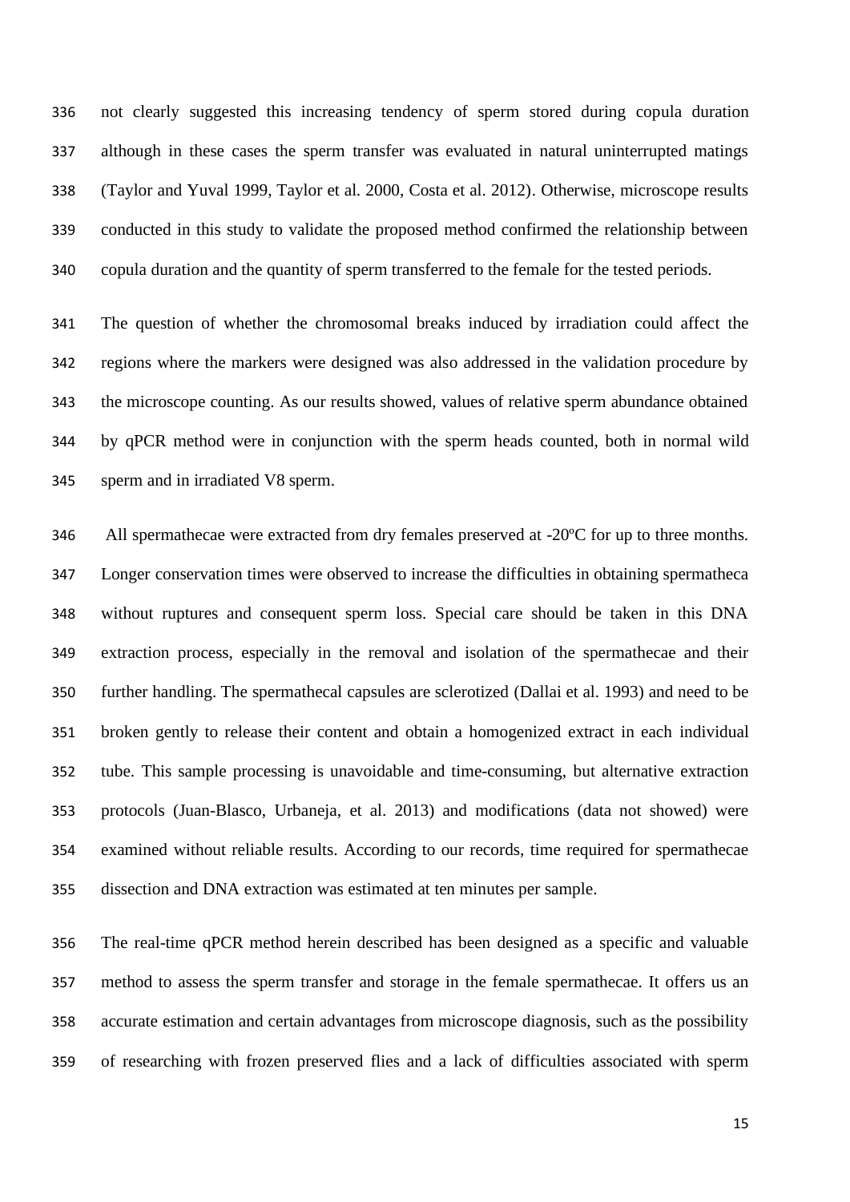not clearly suggested this increasing tendency of sperm stored during copula duration although in these cases the sperm transfer was evaluated in natural uninterrupted matings (Taylor and Yuval 1999, Taylor et al. 2000, Costa et al. 2012). Otherwise, microscope results conducted in this study to validate the proposed method confirmed the relationship between copula duration and the quantity of sperm transferred to the female for the tested periods.

The question of whether the chromosomal breaks induced by irradiation could affect the regions where the markers were designed was also addressed in the validation procedure by the microscope counting. As our results showed, values of relative sperm abundance obtained by qPCR method were in conjunction with the sperm heads counted, both in normal wild sperm and in irradiated V8 sperm.

All spermathecae were extracted from dry females preserved at -20ºC for up to three months. Longer conservation times were observed to increase the difficulties in obtaining spermatheca without ruptures and consequent sperm loss. Special care should be taken in this DNA extraction process, especially in the removal and isolation of the spermathecae and their further handling. The spermathecal capsules are sclerotized (Dallai et al. 1993) and need to be broken gently to release their content and obtain a homogenized extract in each individual tube. This sample processing is unavoidable and time-consuming, but alternative extraction protocols (Juan-Blasco, Urbaneja, et al. 2013) and modifications (data not showed) were examined without reliable results. According to our records, time required for spermathecae dissection and DNA extraction was estimated at ten minutes per sample.

The real-time qPCR method herein described has been designed as a specific and valuable method to assess the sperm transfer and storage in the female spermathecae. It offers us an accurate estimation and certain advantages from microscope diagnosis, such as the possibility of researching with frozen preserved flies and a lack of difficulties associated with sperm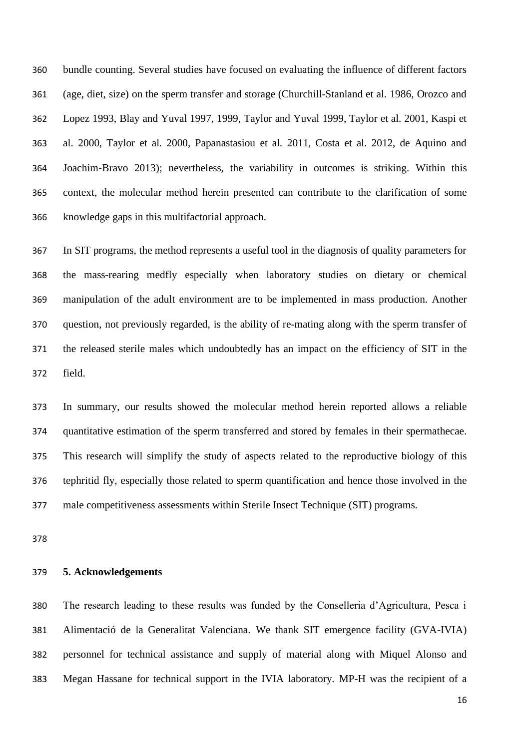bundle counting. Several studies have focused on evaluating the influence of different factors (age, diet, size) on the sperm transfer and storage (Churchill-Stanland et al. 1986, Orozco and Lopez 1993, Blay and Yuval 1997, 1999, Taylor and Yuval 1999, Taylor et al. 2001, Kaspi et al. 2000, Taylor et al. 2000, Papanastasiou et al. 2011, Costa et al. 2012, de Aquino and Joachim-Bravo 2013); nevertheless, the variability in outcomes is striking. Within this context, the molecular method herein presented can contribute to the clarification of some knowledge gaps in this multifactorial approach.

In SIT programs, the method represents a useful tool in the diagnosis of quality parameters for the mass-rearing medfly especially when laboratory studies on dietary or chemical manipulation of the adult environment are to be implemented in mass production. Another question, not previously regarded, is the ability of re-mating along with the sperm transfer of the released sterile males which undoubtedly has an impact on the efficiency of SIT in the field.

In summary, our results showed the molecular method herein reported allows a reliable quantitative estimation of the sperm transferred and stored by females in their spermathecae. This research will simplify the study of aspects related to the reproductive biology of this tephritid fly, especially those related to sperm quantification and hence those involved in the male competitiveness assessments within Sterile Insect Technique (SIT) programs.

## 5. Acknowledgements

The research leading to these results was funded by the Conselleria d'Agricultura, Pesca i Alimentació de la Generalitat Valenciana. We thank SIT emergence facility (GVA-IVIA) personnel for technical assistance and supply of material along with Miquel Alonso and Megan Hassane for technical support in the IVIA laboratory. MP-H was the recipient of a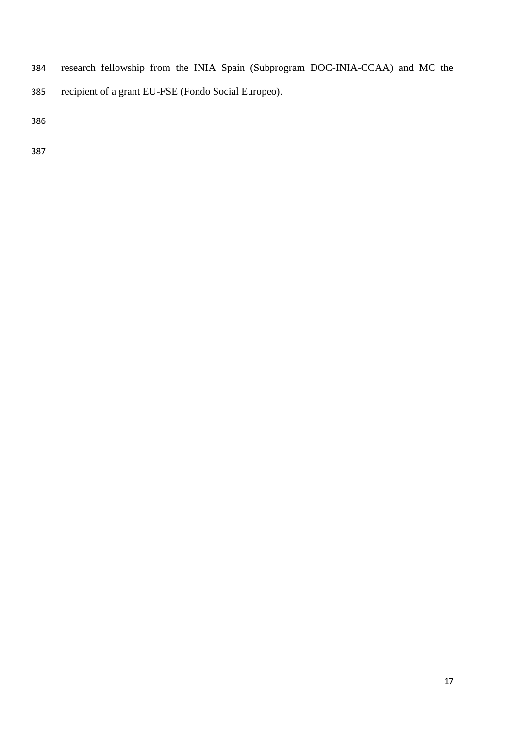research fellowship from the INIA Spain (Subprogram DOC-INIA-CCAA) and MC the recipient of a grant EU-FSE (Fondo Social Europeo).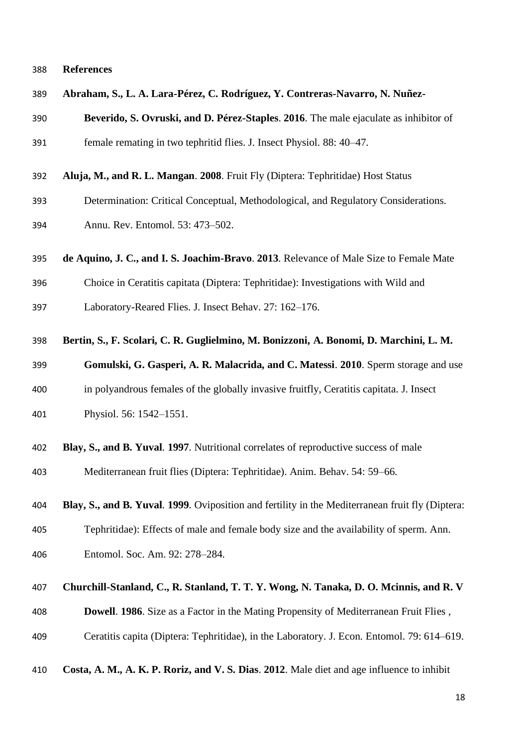# References

**Abraham, S., L. A. Lara-Pérez, C. Rodríguez, Y. Contreras-Navarro, N. Nuñez-Beverido, S. Ovruski, and D. Pérez-Staples**. **2016**. The male ejaculate as inhibitor of female remating in two tephritid flies. J. Insect Physiol. 88: 40–47.

**Aluja, M., and R. L. Mangan**. **2008**. Fruit Fly (Diptera: Tephritidae) Host Status Determination: Critical Conceptual, Methodological, and Regulatory Considerations. Annu. Rev. Entomol. 53: 473–502.

**de Aquino, J. C., and I. S. Joachim-Bravo**. **2013**. Relevance of Male Size to Female Mate Choice in Ceratitis capitata (Diptera: Tephritidae): Investigations with Wild and Laboratory-Reared Flies. J. Insect Behav. 27: 162–176.

**Bertin, S., F. Scolari, C. R. Guglielmino, M. Bonizzoni, A. Bonomi, D. Marchini, L. M. Gomulski, G. Gasperi, A. R. Malacrida, and C. Matessi**. **2010**. Sperm storage and use in polyandrous females of the globally invasive fruitfly, Ceratitis capitata. J. Insect Physiol. 56: 1542–1551.

**Blay, S., and B. Yuval**. **1997**. Nutritional correlates of reproductive success of male Mediterranean fruit flies (Diptera: Tephritidae). Anim. Behav. 54: 59–66.

**Blay, S., and B. Yuval**. **1999**. Oviposition and fertility in the Mediterranean fruit fly (Diptera: Tephritidae): Effects of male and female body size and the availability of sperm. Ann. Entomol. Soc. Am. 92: 278–284.

**Churchill-Stanland, C., R. Stanland, T. T. Y. Wong, N. Tanaka, D. O. Mcinnis, and R. V Dowell**. **1986**. Size as a Factor in the Mating Propensity of Mediterranean Fruit Flies , Ceratitis capita (Diptera: Tephritidae), in the Laboratory. J. Econ. Entomol. 79: 614–619.

**Costa, A. M., A. K. P. Roriz, and V. S. Dias**. **2012**. Male diet and age influence to inhibit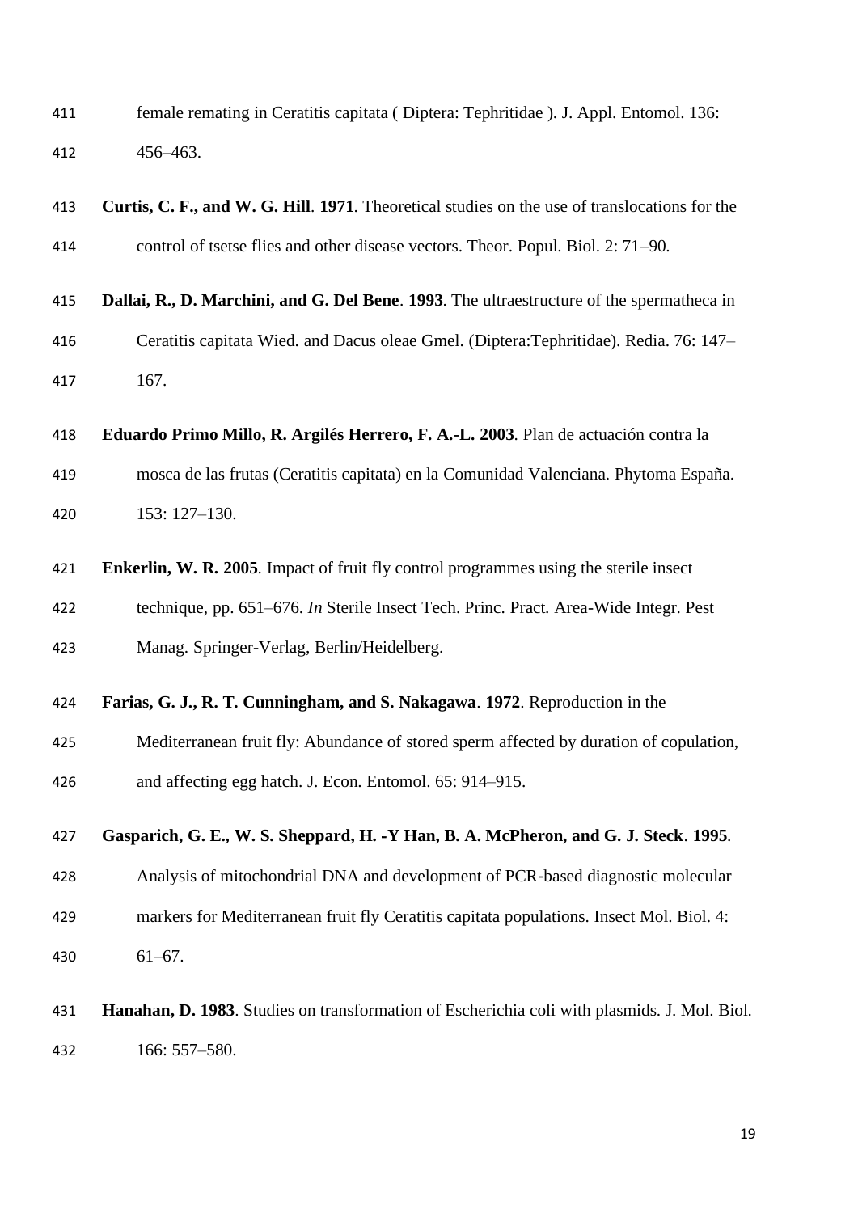female remating in Ceratitis capitata ( Diptera: Tephritidae ). J. Appl. Entomol. 136: 456–463.

**Curtis, C. F., and W. G. Hill**. **1971**. Theoretical studies on the use of translocations for the control of tsetse flies and other disease vectors. Theor. Popul. Biol. 2: 71–90.

**Dallai, R., D. Marchini, and G. Del Bene**. **1993**. The ultraestructure of the spermatheca in Ceratitis capitata Wied. and Dacus oleae Gmel. (Diptera:Tephritidae). Redia. 76: 147–167.

**Eduardo Primo Millo, R. Argilés Herrero, F. A.-L. 2003**. Plan de actuación contra la mosca de las frutas (Ceratitis capitata) en la Comunidad Valenciana. Phytoma España. 153: 127–130.

**Enkerlin, W. R. 2005**. Impact of fruit fly control programmes using the sterile insect technique, pp. 651–676. *In* Sterile Insect Tech. Princ. Pract. Area-Wide Integr. Pest Manag. Springer-Verlag, Berlin/Heidelberg.

**Farias, G. J., R. T. Cunningham, and S. Nakagawa**. **1972**. Reproduction in the Mediterranean fruit fly: Abundance of stored sperm affected by duration of copulation, and affecting egg hatch. J. Econ. Entomol. 65: 914–915.

**Gasparich, G. E., W. S. Sheppard, H. -Y Han, B. A. McPheron, and G. J. Steck**. **1995**. Analysis of mitochondrial DNA and development of PCR-based diagnostic molecular markers for Mediterranean fruit fly Ceratitis capitata populations. Insect Mol. Biol. 4: 61–67.

**Hanahan, D. 1983**. Studies on transformation of Escherichia coli with plasmids. J. Mol. Biol. 166: 557–580.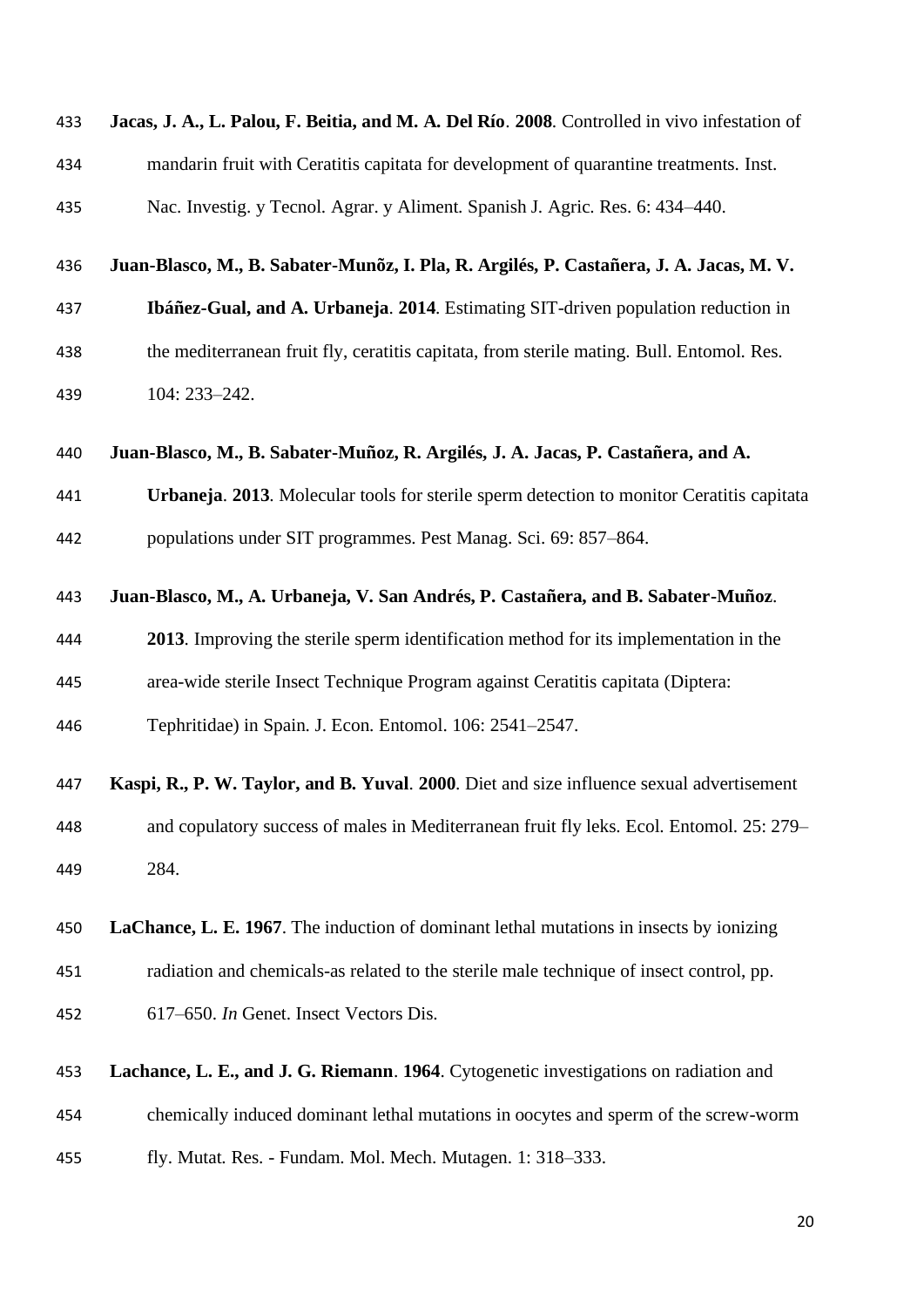**Jacas, J. A., L. Palou, F. Beitia, and M. A. Del Río**. **2008**. Controlled in vivo infestation of mandarin fruit with Ceratitis capitata for development of quarantine treatments. Inst. Nac. Investig. y Tecnol. Agrar. y Aliment. Spanish J. Agric. Res. 6: 434–440.

**Juan-Blasco, M., B. Sabater-Munõz, I. Pla, R. Argilés, P. Castañera, J. A. Jacas, M. V. Ibáñez-Gual, and A. Urbaneja**. **2014**. Estimating SIT-driven population reduction in the mediterranean fruit fly, ceratitis capitata, from sterile mating. Bull. Entomol. Res. 104: 233–242.

**Juan-Blasco, M., B. Sabater-Muñoz, R. Argilés, J. A. Jacas, P. Castañera, and A. Urbaneja**. **2013**. Molecular tools for sterile sperm detection to monitor Ceratitis capitata populations under SIT programmes. Pest Manag. Sci. 69: 857–864.

**Juan-Blasco, M., A. Urbaneja, V. San Andrés, P. Castañera, and B. Sabater-Muñoz**. **2013**. Improving the sterile sperm identification method for its implementation in the area-wide sterile Insect Technique Program against Ceratitis capitata (Diptera: Tephritidae) in Spain. J. Econ. Entomol. 106: 2541–2547.

**Kaspi, R., P. W. Taylor, and B. Yuval**. **2000**. Diet and size influence sexual advertisement and copulatory success of males in Mediterranean fruit fly leks. Ecol. Entomol. 25: 279–284.

**LaChance, L. E. 1967**. The induction of dominant lethal mutations in insects by ionizing radiation and chemicals-as related to the sterile male technique of insect control, pp. 617–650. *In* Genet. Insect Vectors Dis.

**Lachance, L. E., and J. G. Riemann**. **1964**. Cytogenetic investigations on radiation and chemically induced dominant lethal mutations in oocytes and sperm of the screw-worm fly. Mutat. Res. - Fundam. Mol. Mech. Mutagen. 1: 318–333.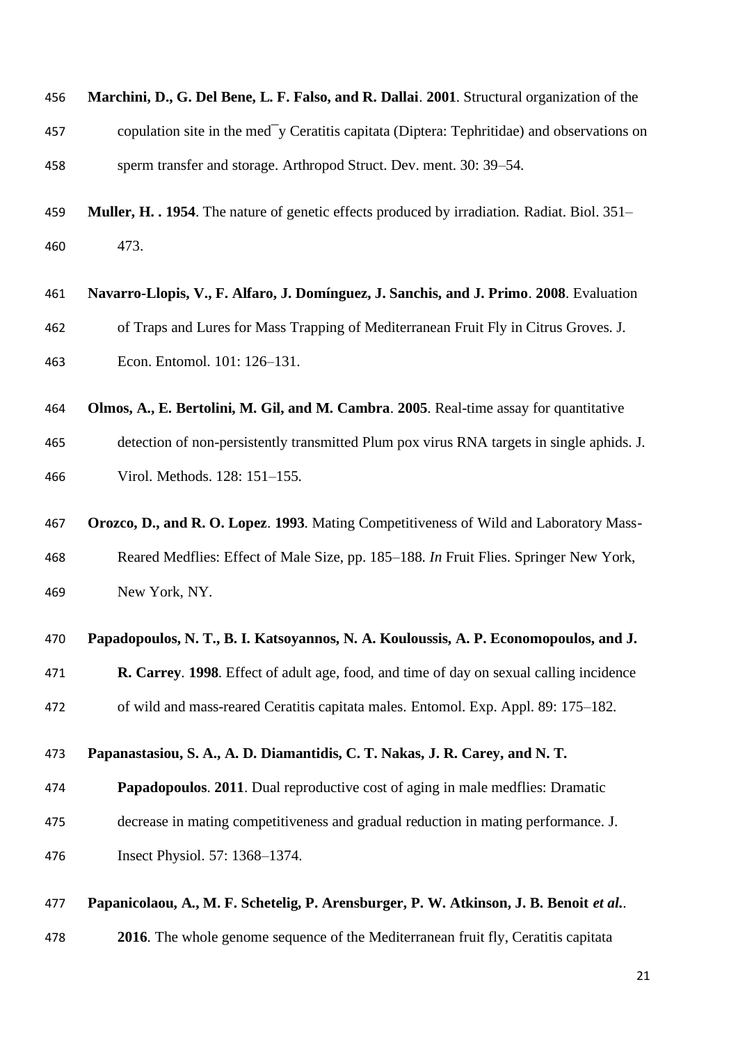**Marchini, D., G. Del Bene, L. F. Falso, and R. Dallai**. **2001**. Structural organization of the copulation site in the med¯y Ceratitis capitata (Diptera: Tephritidae) and observations on sperm transfer and storage. Arthropod Struct. Dev. ment. 30: 39–54.

**Muller, H. . 1954**. The nature of genetic effects produced by irradiation. Radiat. Biol. 351–473.

**Navarro-Llopis, V., F. Alfaro, J. Domínguez, J. Sanchis, and J. Primo**. **2008**. Evaluation of Traps and Lures for Mass Trapping of Mediterranean Fruit Fly in Citrus Groves. J. Econ. Entomol. 101: 126–131.

**Olmos, A., E. Bertolini, M. Gil, and M. Cambra**. **2005**. Real-time assay for quantitative detection of non-persistently transmitted Plum pox virus RNA targets in single aphids. J. Virol. Methods. 128: 151–155.

**Orozco, D., and R. O. Lopez**. **1993**. Mating Competitiveness of Wild and Laboratory Mass-Reared Medflies: Effect of Male Size, pp. 185–188. *In* Fruit Flies. Springer New York, New York, NY.

**Papadopoulos, N. T., B. I. Katsoyannos, N. A. Kouloussis, A. P. Economopoulos, and J. R. Carrey**. **1998**. Effect of adult age, food, and time of day on sexual calling incidence of wild and mass-reared Ceratitis capitata males. Entomol. Exp. Appl. 89: 175–182.

**Papanastasiou, S. A., A. D. Diamantidis, C. T. Nakas, J. R. Carey, and N. T. Papadopoulos**. **2011**. Dual reproductive cost of aging in male medflies: Dramatic decrease in mating competitiveness and gradual reduction in mating performance. J. Insect Physiol. 57: 1368–1374.

**Papanicolaou, A., M. F. Schetelig, P. Arensburger, P. W. Atkinson, J. B. Benoit *et al.***. **2016**. The whole genome sequence of the Mediterranean fruit fly, Ceratitis capitata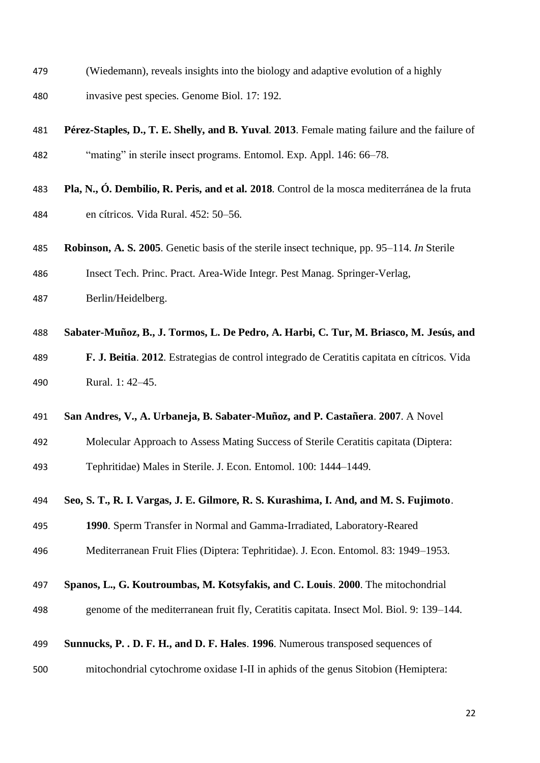(Wiedemann), reveals insights into the biology and adaptive evolution of a highly invasive pest species. Genome Biol. 17: 192.

**Pérez-Staples, D., T. E. Shelly, and B. Yuval**. **2013**. Female mating failure and the failure of "mating" in sterile insect programs. Entomol. Exp. Appl. 146: 66–78.

**Pla, N., Ó. Dembilio, R. Peris, and et al. 2018**. Control de la mosca mediterránea de la fruta en cítricos. Vida Rural. 452: 50–56.

**Robinson, A. S. 2005**. Genetic basis of the sterile insect technique, pp. 95–114. *In* Sterile Insect Tech. Princ. Pract. Area-Wide Integr. Pest Manag. Springer-Verlag, Berlin/Heidelberg.

**Sabater-Muñoz, B., J. Tormos, L. De Pedro, A. Harbi, C. Tur, M. Briasco, M. Jesús, and F. J. Beitia**. **2012**. Estrategias de control integrado de Ceratitis capitata en cítricos. Vida Rural. 1: 42–45.

**San Andres, V., A. Urbaneja, B. Sabater-Muñoz, and P. Castañera**. **2007**. A Novel Molecular Approach to Assess Mating Success of Sterile Ceratitis capitata (Diptera: Tephritidae) Males in Sterile. J. Econ. Entomol. 100: 1444–1449.

**Seo, S. T., R. I. Vargas, J. E. Gilmore, R. S. Kurashima, I. And, and M. S. Fujimoto**. **1990**. Sperm Transfer in Normal and Gamma-Irradiated, Laboratory-Reared Mediterranean Fruit Flies (Diptera: Tephritidae). J. Econ. Entomol. 83: 1949–1953.

**Spanos, L., G. Koutroumbas, M. Kotsyfakis, and C. Louis**. **2000**. The mitochondrial genome of the mediterranean fruit fly, Ceratitis capitata. Insect Mol. Biol. 9: 139–144.

**Sunnucks, P. . D. F. H., and D. F. Hales**. **1996**. Numerous transposed sequences of mitochondrial cytochrome oxidase I-II in aphids of the genus Sitobion (Hemiptera: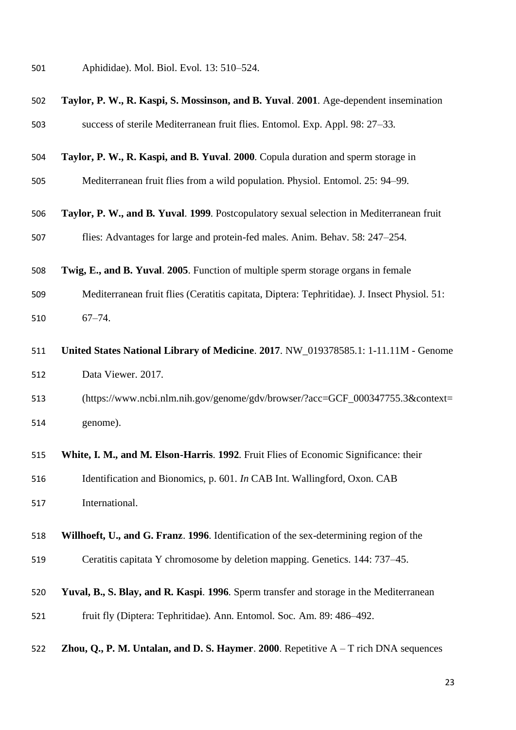Aphididae). Mol. Biol. Evol. 13: 510–524.

**Taylor, P. W., R. Kaspi, S. Mossinson, and B. Yuval**. **2001**. Age-dependent insemination success of sterile Mediterranean fruit flies. Entomol. Exp. Appl. 98: 27–33.

**Taylor, P. W., R. Kaspi, and B. Yuval**. **2000**. Copula duration and sperm storage in Mediterranean fruit flies from a wild population. Physiol. Entomol. 25: 94–99.

**Taylor, P. W., and B. Yuval**. **1999**. Postcopulatory sexual selection in Mediterranean fruit flies: Advantages for large and protein-fed males. Anim. Behav. 58: 247–254.

**Twig, E., and B. Yuval**. **2005**. Function of multiple sperm storage organs in female Mediterranean fruit flies (Ceratitis capitata, Diptera: Tephritidae). J. Insect Physiol. 51: 67–74.

**United States National Library of Medicine**. **2017**. NW_019378585.1: 1-11.11M - Genome Data Viewer. 2017. (https://www.ncbi.nlm.nih.gov/genome/gdv/browser/?acc=GCF_000347755.3&context=genome).

**White, I. M., and M. Elson-Harris**. **1992**. Fruit Flies of Economic Significance: their Identification and Bionomics, p. 601. *In* CAB Int. Wallingford, Oxon. CAB International.

**Willhoeft, U., and G. Franz**. **1996**. Identification of the sex-determining region of the Ceratitis capitata Y chromosome by deletion mapping. Genetics. 144: 737–45.

**Yuval, B., S. Blay, and R. Kaspi**. **1996**. Sperm transfer and storage in the Mediterranean fruit fly (Diptera: Tephritidae). Ann. Entomol. Soc. Am. 89: 486–492.

**Zhou, Q., P. M. Untalan, and D. S. Haymer**. **2000**. Repetitive A – T rich DNA sequences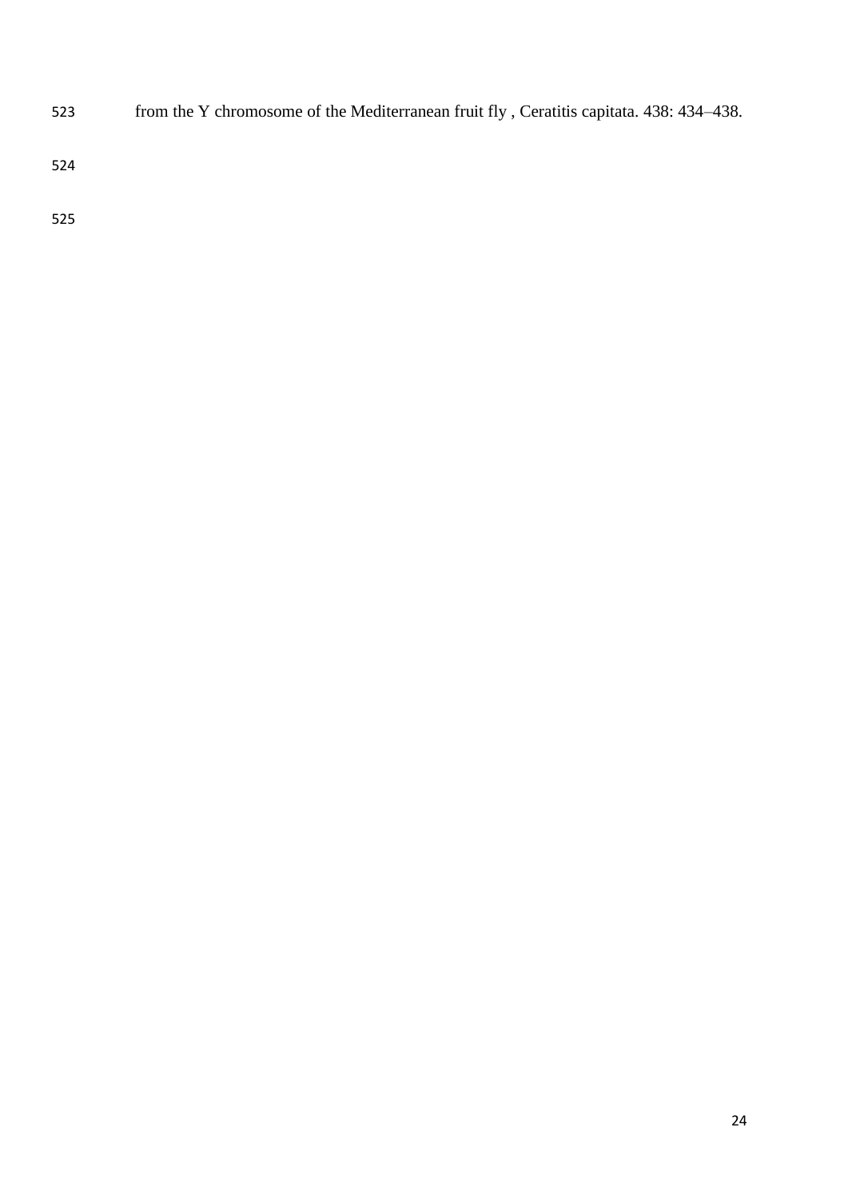from the Y chromosome of the Mediterranean fruit fly , Ceratitis capitata. 438: 434–438.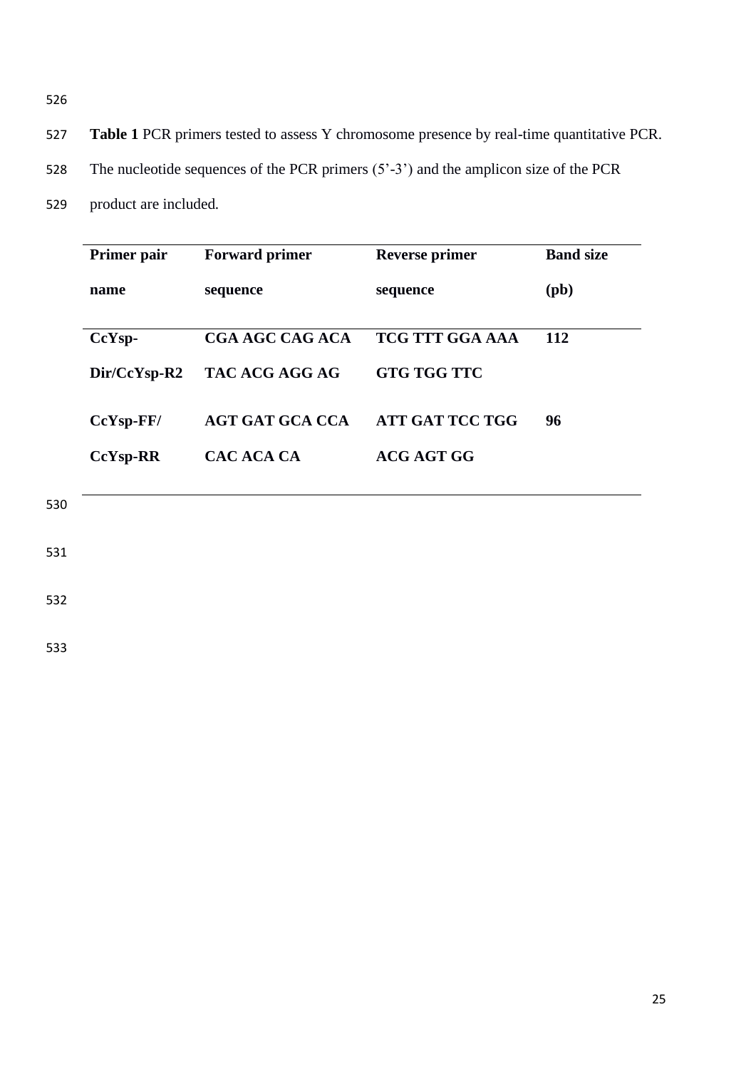**Table 1** PCR primers tested to assess Y chromosome presence by real-time quantitative PCR. The nucleotide sequences of the PCR primers (5'-3') and the amplicon size of the PCR product are included.

| Primer pair name | Forward primer sequence | Reverse primer sequence | Band size (pb) |
|---|---|---|---|
| **CcYsp-Dir/CcYsp-R2** | **CGA AGC CAG ACA TAC ACG AGG AG** | **TCG TTT GGA AAA GTG TGG TTC** | **112** |
| **CcYsp-FF/ CcYsp-RR** | **AGT GAT GCA CCA CAC ACA CA** | **ATT GAT TCC TGG ACG AGT GG** | **96** |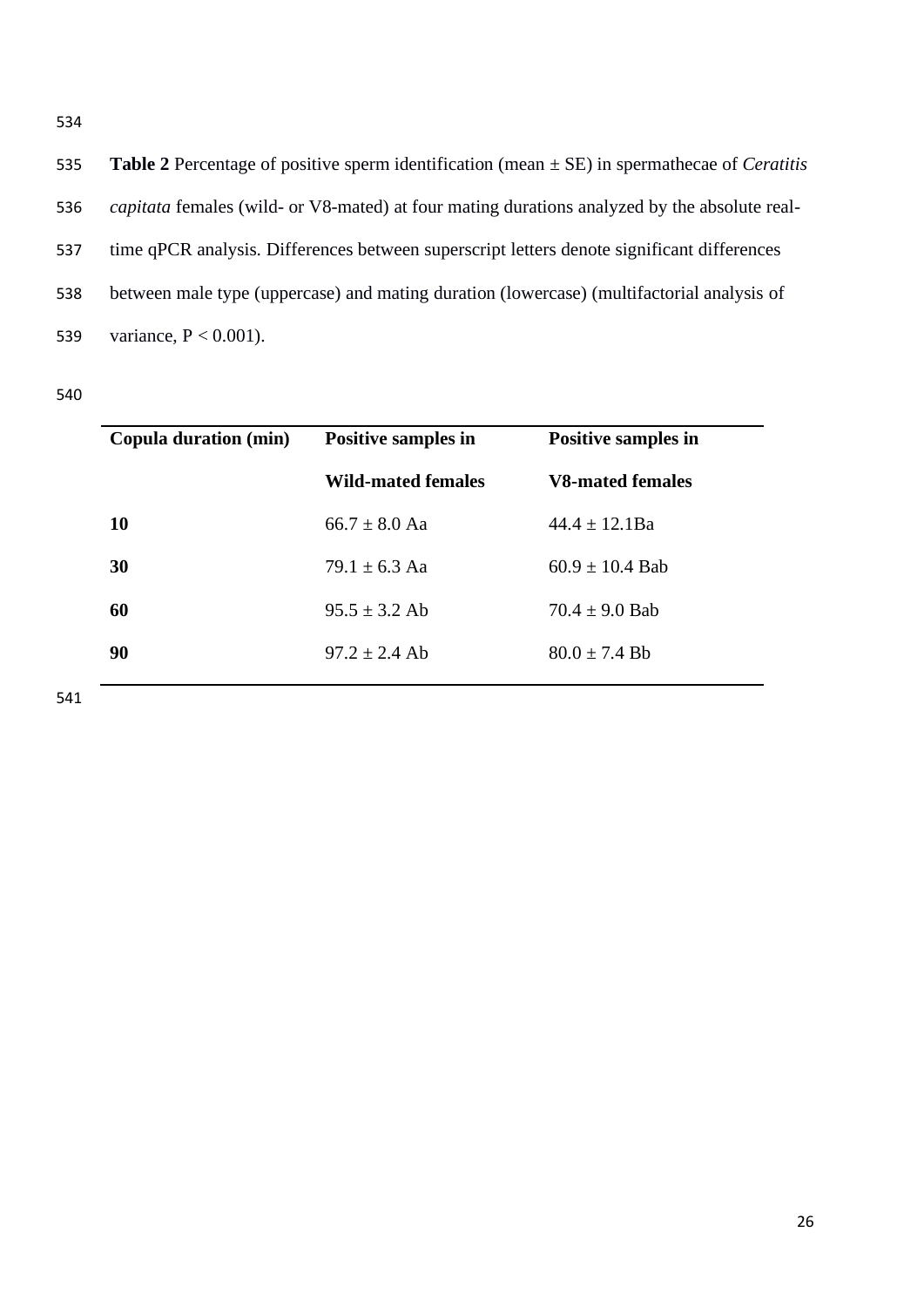**Table 2** Percentage of positive sperm identification (mean ± SE) in spermathecae of *Ceratitis capitata* females (wild- or V8-mated) at four mating durations analyzed by the absolute real-time qPCR analysis. Differences between superscript letters denote significant differences between male type (uppercase) and mating duration (lowercase) (multifactorial analysis of variance, $P < 0.001$).

| **Copula duration (min)** | **Positive samples in Wild-mated females** | **Positive samples in V8-mated females** |
|---|---|---|
| **10** | 66.7 ± 8.0 Aa | 44.4 ± 12.1Ba |
| **30** | 79.1 ± 6.3 Aa | 60.9 ± 10.4 Bab |
| **60** | 95.5 ± 3.2 Ab | 70.4 ± 9.0 Bab |
| **90** | 97.2 ± 2.4 Ab | 80.0 ± 7.4 Bb |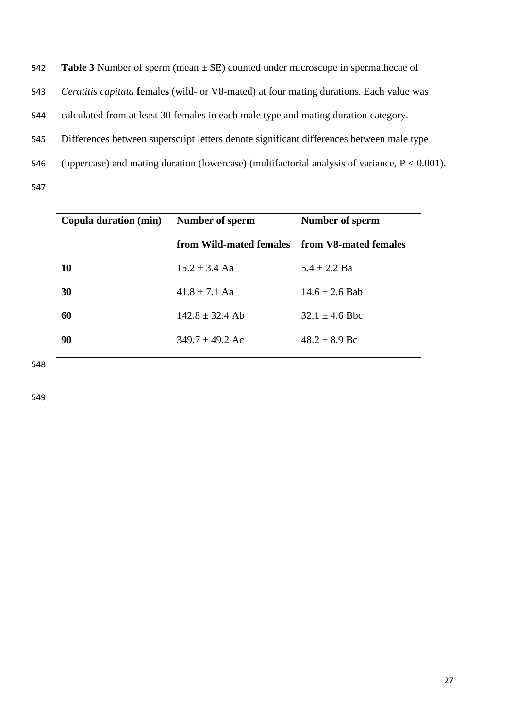**Table 3** Number of sperm (mean ± SE) counted under microscope in spermathecae of *Ceratitis capitata* **f**emale**s** (wild- or V8-mated) at four mating durations. Each value was calculated from at least 30 females in each male type and mating duration category. Differences between superscript letters denote significant differences between male type (uppercase) and mating duration (lowercase) (multifactorial analysis of variance, $P < 0.001$).

| Copula duration (min) | Number of sperm from Wild-mated females | Number of sperm from V8-mated females |
|---|---|---|
| **10** | 15.2 ± 3.4 Aa | 5.4 ± 2.2 Ba |
| **30** | 41.8 ± 7.1 Aa | 14.6 ± 2.6 Bab |
| **60** | 142.8 ± 32.4 Ab | 32.1 ± 4.6 Bbc |
| **90** | 349.7 ± 49.2 Ac | 48.2 ± 8.9 Bc |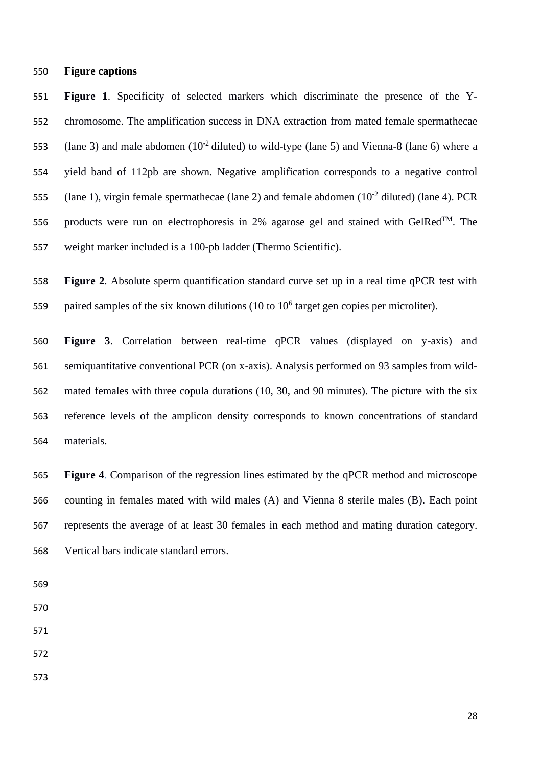## Figure captions

**Figure 1**. Specificity of selected markers which discriminate the presence of the Y-chromosome. The amplification success in DNA extraction from mated female spermathecae (lane 3) and male abdomen ($10^{-2}$ diluted) to wild-type (lane 5) and Vienna-8 (lane 6) where a yield band of 112pb are shown. Negative amplification corresponds to a negative control (lane 1), virgin female spermathecae (lane 2) and female abdomen ($10^{-2}$ diluted) (lane 4). PCR products were run on electrophoresis in 2% agarose gel and stained with GelRed™. The weight marker included is a 100-pb ladder (Thermo Scientific).

**Figure 2**. Absolute sperm quantification standard curve set up in a real time qPCR test with paired samples of the six known dilutions (10 to $10^6$ target gen copies per microliter).

**Figure 3**. Correlation between real-time qPCR values (displayed on y-axis) and semiquantitative conventional PCR (on x-axis). Analysis performed on 93 samples from wild-mated females with three copula durations (10, 30, and 90 minutes). The picture with the six reference levels of the amplicon density corresponds to known concentrations of standard materials.

**Figure 4**. Comparison of the regression lines estimated by the qPCR method and microscope counting in females mated with wild males (A) and Vienna 8 sterile males (B). Each point represents the average of at least 30 females in each method and mating duration category. Vertical bars indicate standard errors.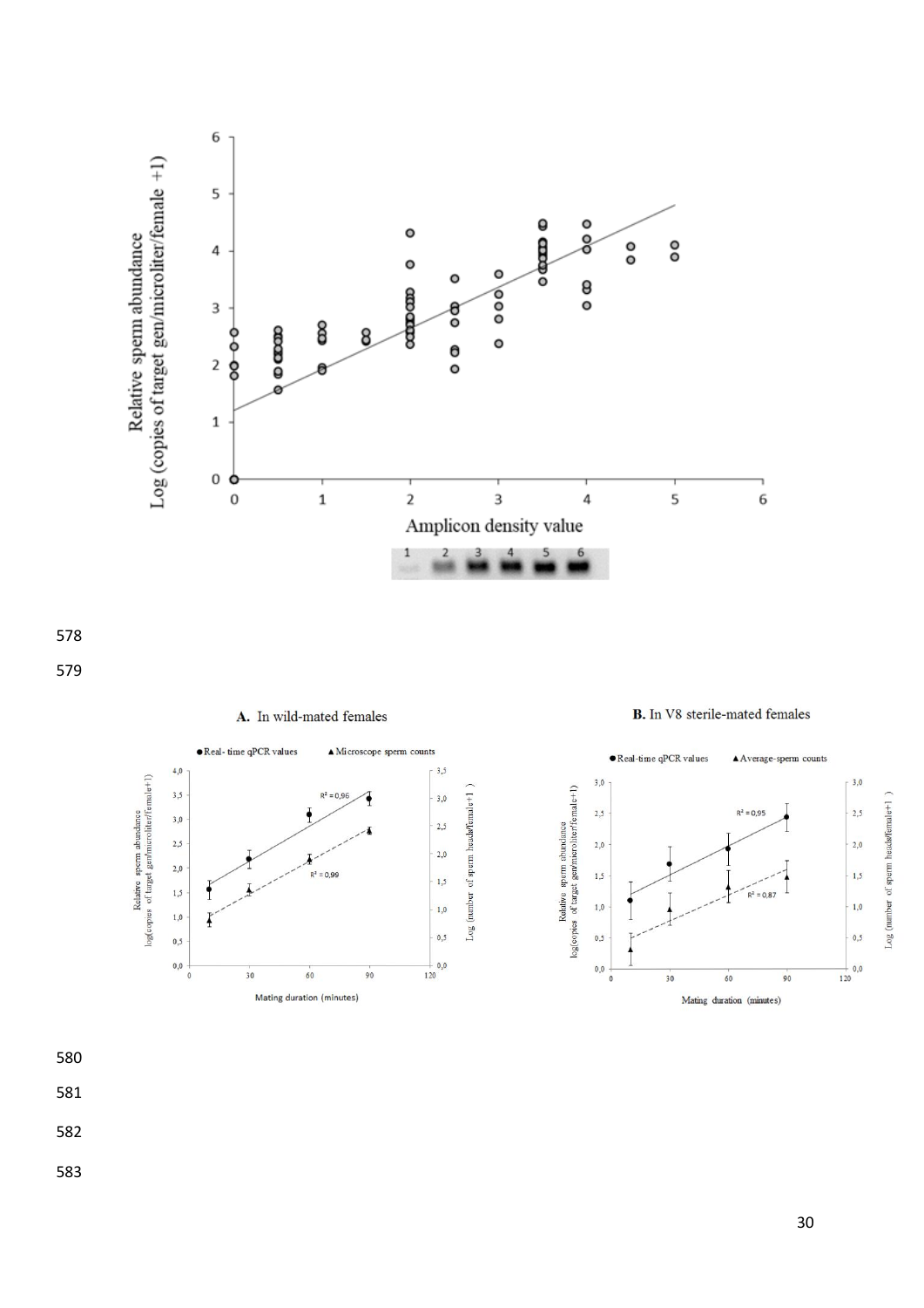Relative sperm abundance
Log (copies of target gen/microliter/female +1)

Amplicon density value

1 2 3 4 5 6

578

579

**A.** In wild-mated females

● Real- time qPCR values ▲ Microscope sperm counts

Relative sperm abundance
log(copies of target gen/microliter/female+1)

Log (number of sperm heads/female+1 )

$R^2 = 0,96$

$R^2 = 0,99$

Mating duration (minutes)

**B.** In V8 sterile-mated females

● Real-time qPCR values ▲ Average-sperm counts

Relative sperm abundance
log(copies of target gen/microliter/female+1)

Log (number of sperm heads/female+1 )

$R^2 = 0,95$

$R^2 = 0,87$

Mating duration (minutes)

580

581

582

583